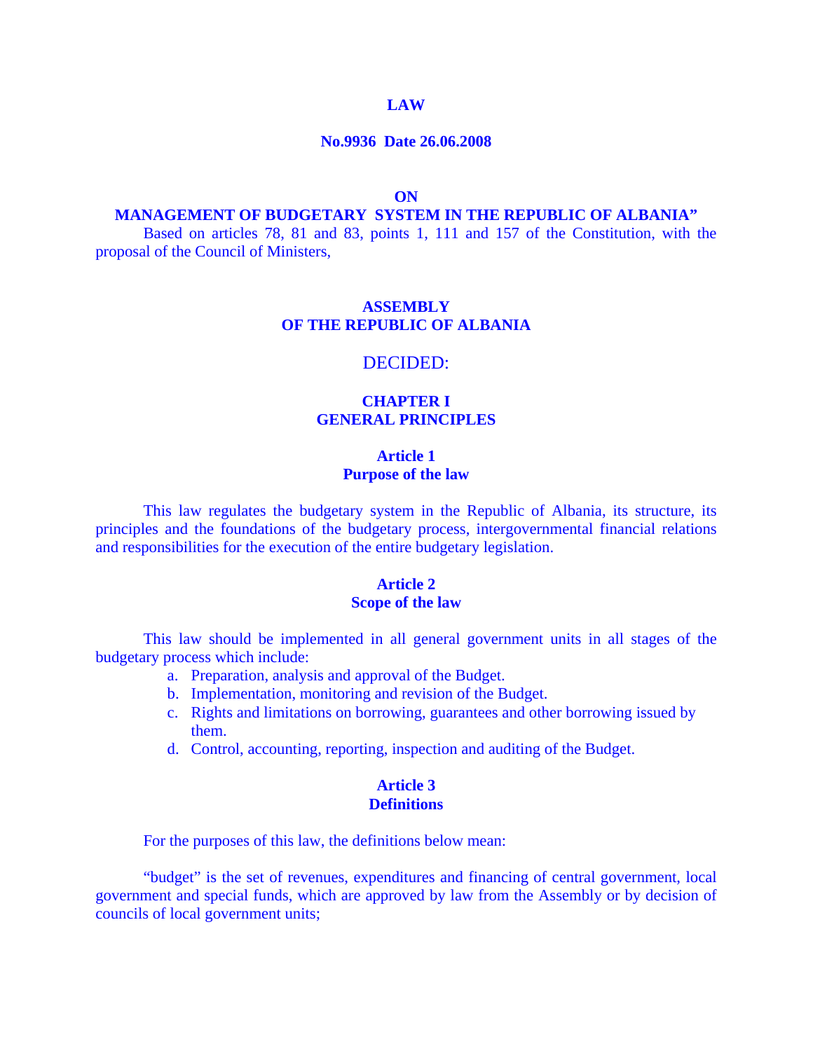# LAW

## No.9936 Date 26.06.2008

## ON
## MANAGEMENT OF BUDGETARY SYSTEM IN THE REPUBLIC OF ALBANIA"

Based on articles 78, 81 and 83, points 1, 111 and 157 of the Constitution, with the proposal of the Council of Ministers,

## ASSEMBLY
## OF THE REPUBLIC OF ALBANIA

DECIDED:

## CHAPTER I
## GENERAL PRINCIPLES

### Article 1
### Purpose of the law

This law regulates the budgetary system in the Republic of Albania, its structure, its principles and the foundations of the budgetary process, intergovernmental financial relations and responsibilities for the execution of the entire budgetary legislation.

### Article 2
### Scope of the law

This law should be implemented in all general government units in all stages of the budgetary process which include:

a. Preparation, analysis and approval of the Budget.
b. Implementation, monitoring and revision of the Budget.
c. Rights and limitations on borrowing, guarantees and other borrowing issued by them.
d. Control, accounting, reporting, inspection and auditing of the Budget.

### Article 3
### Definitions

For the purposes of this law, the definitions below mean:

"budget" is the set of revenues, expenditures and financing of central government, local government and special funds, which are approved by law from the Assembly or by decision of councils of local government units;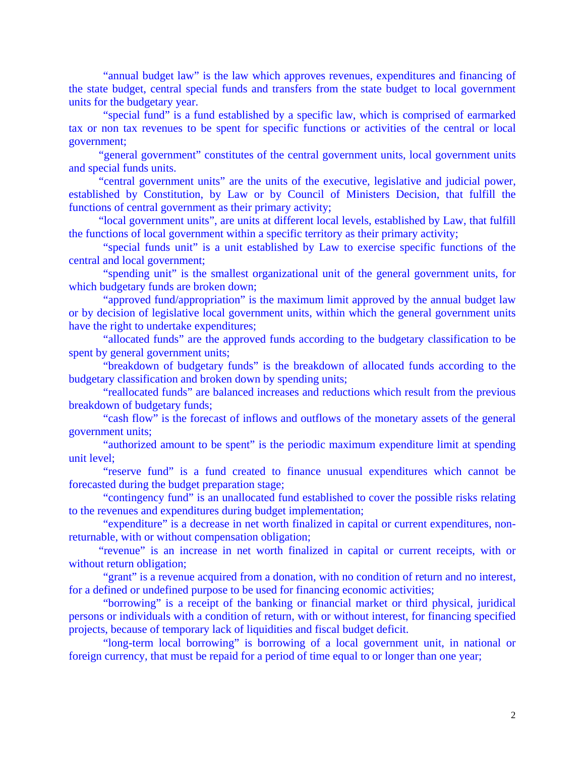"annual budget law" is the law which approves revenues, expenditures and financing of the state budget, central special funds and transfers from the state budget to local government units for the budgetary year.

"special fund" is a fund established by a specific law, which is comprised of earmarked tax or non tax revenues to be spent for specific functions or activities of the central or local government;

"general government" constitutes of the central government units, local government units and special funds units.

"central government units" are the units of the executive, legislative and judicial power, established by Constitution, by Law or by Council of Ministers Decision, that fulfill the functions of central government as their primary activity;

"local government units", are units at different local levels, established by Law, that fulfill the functions of local government within a specific territory as their primary activity;

"special funds unit" is a unit established by Law to exercise specific functions of the central and local government;

"spending unit" is the smallest organizational unit of the general government units, for which budgetary funds are broken down;

"approved fund/appropriation" is the maximum limit approved by the annual budget law or by decision of legislative local government units, within which the general government units have the right to undertake expenditures;

"allocated funds" are the approved funds according to the budgetary classification to be spent by general government units;

"breakdown of budgetary funds" is the breakdown of allocated funds according to the budgetary classification and broken down by spending units;

"reallocated funds" are balanced increases and reductions which result from the previous breakdown of budgetary funds;

"cash flow" is the forecast of inflows and outflows of the monetary assets of the general government units;

"authorized amount to be spent" is the periodic maximum expenditure limit at spending unit level;

"reserve fund" is a fund created to finance unusual expenditures which cannot be forecasted during the budget preparation stage;

"contingency fund" is an unallocated fund established to cover the possible risks relating to the revenues and expenditures during budget implementation;

"expenditure" is a decrease in net worth finalized in capital or current expenditures, non-returnable, with or without compensation obligation;

"revenue" is an increase in net worth finalized in capital or current receipts, with or without return obligation;

"grant" is a revenue acquired from a donation, with no condition of return and no interest, for a defined or undefined purpose to be used for financing economic activities;

"borrowing" is a receipt of the banking or financial market or third physical, juridical persons or individuals with a condition of return, with or without interest, for financing specified projects, because of temporary lack of liquidities and fiscal budget deficit.

"long-term local borrowing" is borrowing of a local government unit, in national or foreign currency, that must be repaid for a period of time equal to or longer than one year;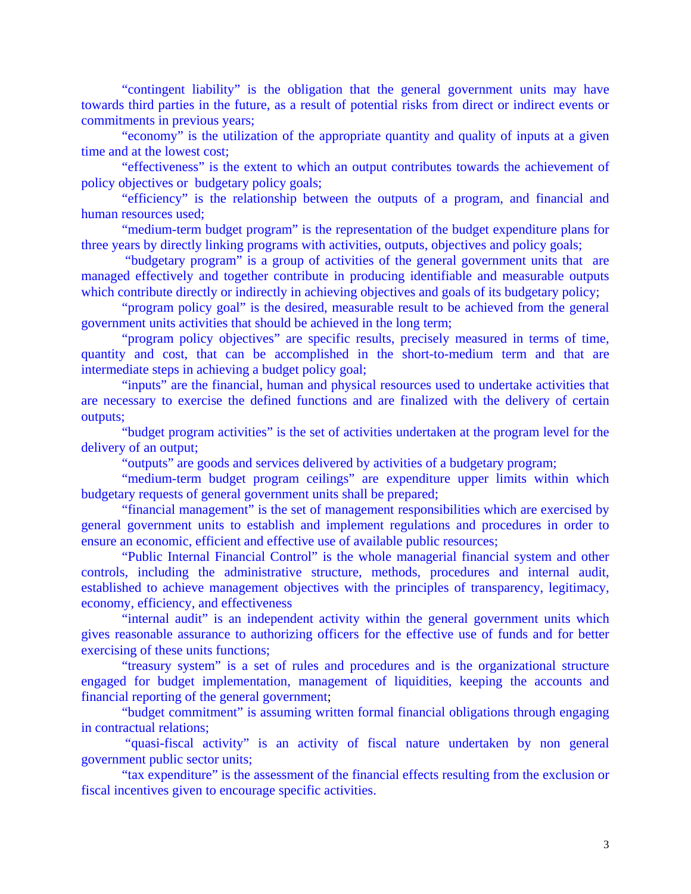"contingent liability" is the obligation that the general government units may have towards third parties in the future, as a result of potential risks from direct or indirect events or commitments in previous years;

"economy" is the utilization of the appropriate quantity and quality of inputs at a given time and at the lowest cost;

"effectiveness" is the extent to which an output contributes towards the achievement of policy objectives or budgetary policy goals;

"efficiency" is the relationship between the outputs of a program, and financial and human resources used;

"medium-term budget program" is the representation of the budget expenditure plans for three years by directly linking programs with activities, outputs, objectives and policy goals;

"budgetary program" is a group of activities of the general government units that are managed effectively and together contribute in producing identifiable and measurable outputs which contribute directly or indirectly in achieving objectives and goals of its budgetary policy;

"program policy goal" is the desired, measurable result to be achieved from the general government units activities that should be achieved in the long term;

"program policy objectives" are specific results, precisely measured in terms of time, quantity and cost, that can be accomplished in the short-to-medium term and that are intermediate steps in achieving a budget policy goal;

"inputs" are the financial, human and physical resources used to undertake activities that are necessary to exercise the defined functions and are finalized with the delivery of certain outputs;

"budget program activities" is the set of activities undertaken at the program level for the delivery of an output;

"outputs" are goods and services delivered by activities of a budgetary program;

"medium-term budget program ceilings" are expenditure upper limits within which budgetary requests of general government units shall be prepared;

"financial management" is the set of management responsibilities which are exercised by general government units to establish and implement regulations and procedures in order to ensure an economic, efficient and effective use of available public resources;

"Public Internal Financial Control" is the whole managerial financial system and other controls, including the administrative structure, methods, procedures and internal audit, established to achieve management objectives with the principles of transparency, legitimacy, economy, efficiency, and effectiveness

"internal audit" is an independent activity within the general government units which gives reasonable assurance to authorizing officers for the effective use of funds and for better exercising of these units functions;

"treasury system" is a set of rules and procedures and is the organizational structure engaged for budget implementation, management of liquidities, keeping the accounts and financial reporting of the general government;

"budget commitment" is assuming written formal financial obligations through engaging in contractual relations;

"quasi-fiscal activity" is an activity of fiscal nature undertaken by non general government public sector units;

"tax expenditure" is the assessment of the financial effects resulting from the exclusion or fiscal incentives given to encourage specific activities.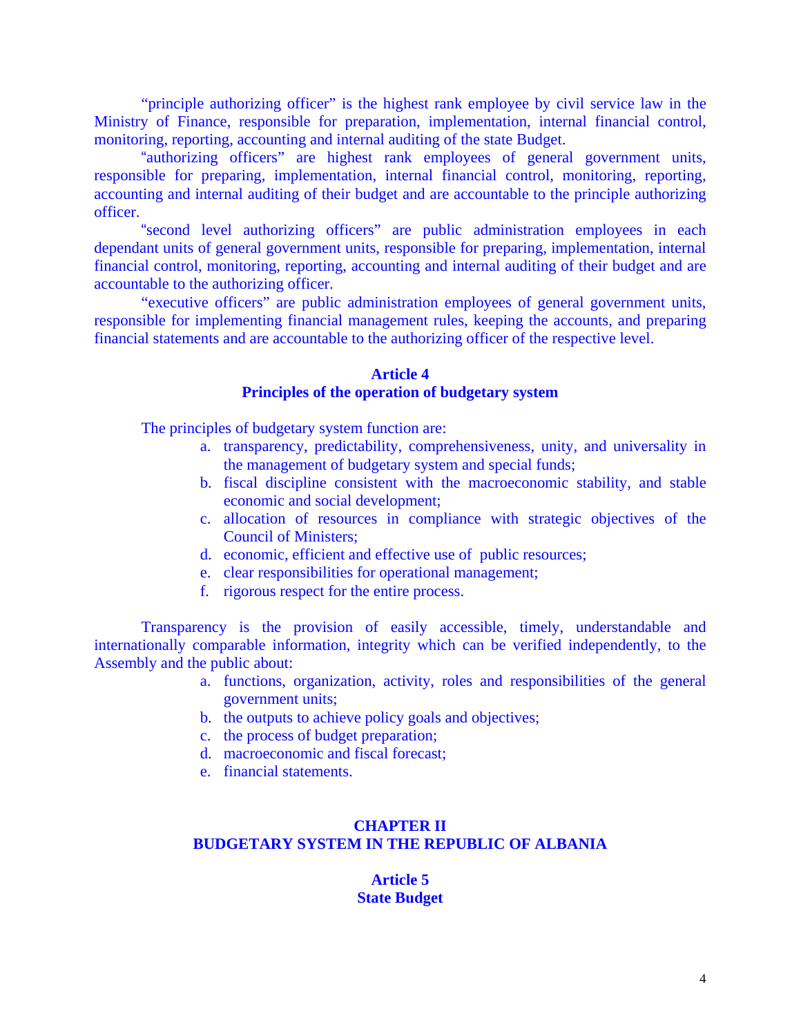"principle authorizing officer" is the highest rank employee by civil service law in the Ministry of Finance, responsible for preparation, implementation, internal financial control, monitoring, reporting, accounting and internal auditing of the state Budget.

"authorizing officers" are highest rank employees of general government units, responsible for preparing, implementation, internal financial control, monitoring, reporting, accounting and internal auditing of their budget and are accountable to the principle authorizing officer.

"second level authorizing officers" are public administration employees in each dependant units of general government units, responsible for preparing, implementation, internal financial control, monitoring, reporting, accounting and internal auditing of their budget and are accountable to the authorizing officer.

"executive officers" are public administration employees of general government units, responsible for implementing financial management rules, keeping the accounts, and preparing financial statements and are accountable to the authorizing officer of the respective level.

### Article 4
### Principles of the operation of budgetary system

The principles of budgetary system function are:

a. transparency, predictability, comprehensiveness, unity, and universality in the management of budgetary system and special funds;
b. fiscal discipline consistent with the macroeconomic stability, and stable economic and social development;
c. allocation of resources in compliance with strategic objectives of the Council of Ministers;
d. economic, efficient and effective use of public resources;
e. clear responsibilities for operational management;
f. rigorous respect for the entire process.

Transparency is the provision of easily accessible, timely, understandable and internationally comparable information, integrity which can be verified independently, to the Assembly and the public about:

a. functions, organization, activity, roles and responsibilities of the general government units;
b. the outputs to achieve policy goals and objectives;
c. the process of budget preparation;
d. macroeconomic and fiscal forecast;
e. financial statements.

## CHAPTER II
## BUDGETARY SYSTEM IN THE REPUBLIC OF ALBANIA

### Article 5
### State Budget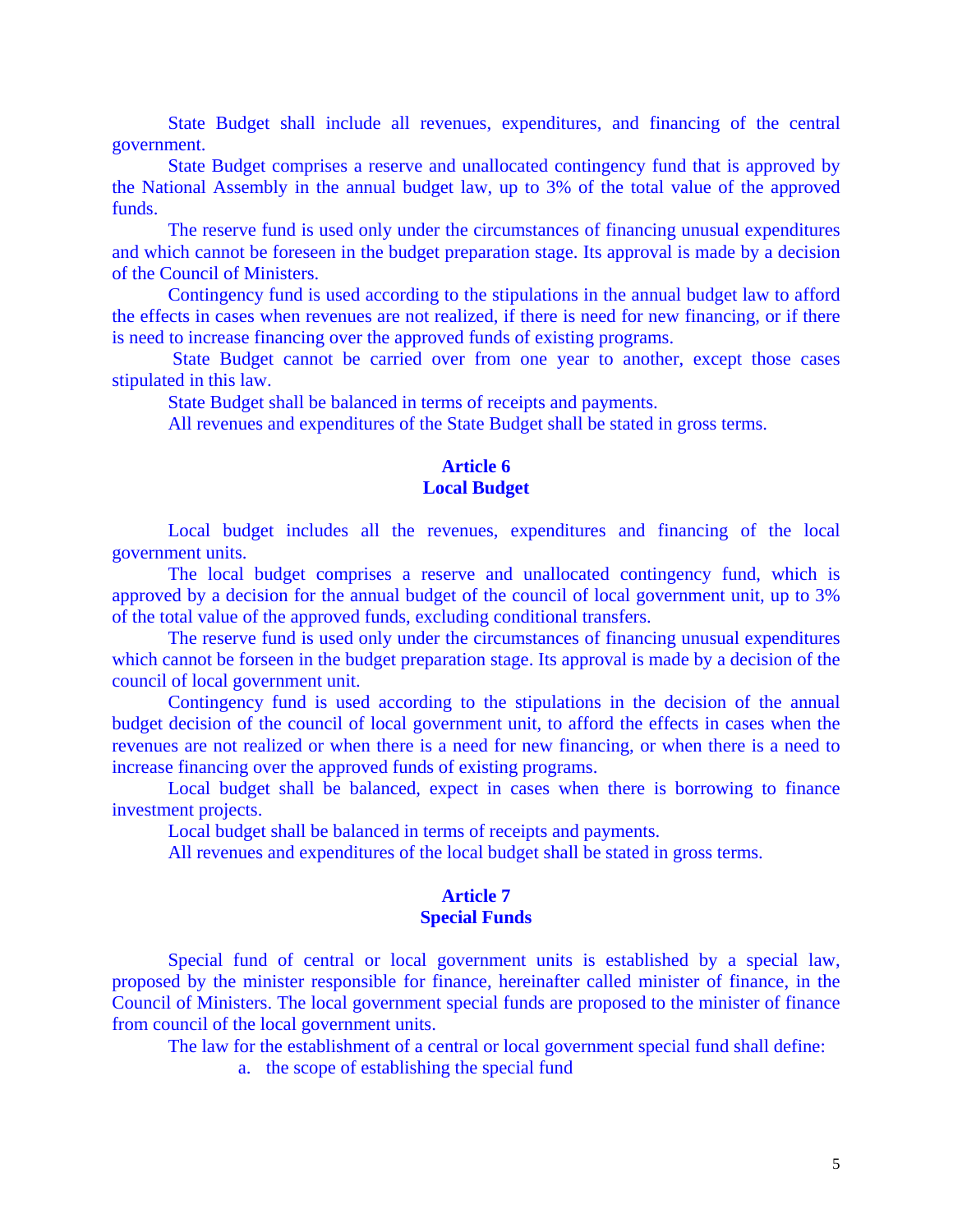State Budget shall include all revenues, expenditures, and financing of the central government.

State Budget comprises a reserve and unallocated contingency fund that is approved by the National Assembly in the annual budget law, up to 3% of the total value of the approved funds.

The reserve fund is used only under the circumstances of financing unusual expenditures and which cannot be foreseen in the budget preparation stage. Its approval is made by a decision of the Council of Ministers.

Contingency fund is used according to the stipulations in the annual budget law to afford the effects in cases when revenues are not realized, if there is need for new financing, or if there is need to increase financing over the approved funds of existing programs.

State Budget cannot be carried over from one year to another, except those cases stipulated in this law.

State Budget shall be balanced in terms of receipts and payments.

All revenues and expenditures of the State Budget shall be stated in gross terms.

## Article 6
## Local Budget

Local budget includes all the revenues, expenditures and financing of the local government units.

The local budget comprises a reserve and unallocated contingency fund, which is approved by a decision for the annual budget of the council of local government unit, up to 3% of the total value of the approved funds, excluding conditional transfers.

The reserve fund is used only under the circumstances of financing unusual expenditures which cannot be forseen in the budget preparation stage. Its approval is made by a decision of the council of local government unit.

Contingency fund is used according to the stipulations in the decision of the annual budget decision of the council of local government unit, to afford the effects in cases when the revenues are not realized or when there is a need for new financing, or when there is a need to increase financing over the approved funds of existing programs.

Local budget shall be balanced, expect in cases when there is borrowing to finance investment projects.

Local budget shall be balanced in terms of receipts and payments.

All revenues and expenditures of the local budget shall be stated in gross terms.

## Article 7
## Special Funds

Special fund of central or local government units is established by a special law, proposed by the minister responsible for finance, hereinafter called minister of finance, in the Council of Ministers. The local government special funds are proposed to the minister of finance from council of the local government units.

The law for the establishment of a central or local government special fund shall define:

a. the scope of establishing the special fund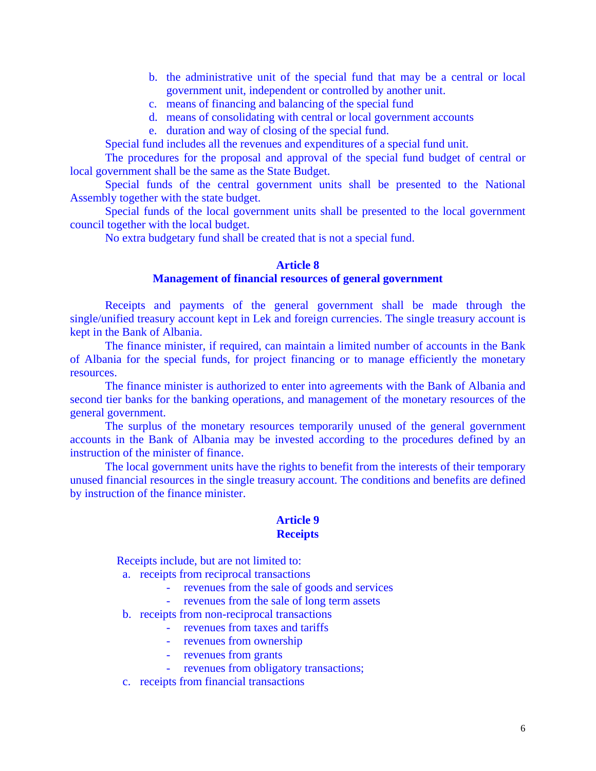b. the administrative unit of the special fund that may be a central or local government unit, independent or controlled by another unit.
c. means of financing and balancing of the special fund
d. means of consolidating with central or local government accounts
e. duration and way of closing of the special fund.

Special fund includes all the revenues and expenditures of a special fund unit.

The procedures for the proposal and approval of the special fund budget of central or local government shall be the same as the State Budget.

Special funds of the central government units shall be presented to the National Assembly together with the state budget.

Special funds of the local government units shall be presented to the local government council together with the local budget.

No extra budgetary fund shall be created that is not a special fund.

### Article 8
### Management of financial resources of general government

Receipts and payments of the general government shall be made through the single/unified treasury account kept in Lek and foreign currencies. The single treasury account is kept in the Bank of Albania.

The finance minister, if required, can maintain a limited number of accounts in the Bank of Albania for the special funds, for project financing or to manage efficiently the monetary resources.

The finance minister is authorized to enter into agreements with the Bank of Albania and second tier banks for the banking operations, and management of the monetary resources of the general government.

The surplus of the monetary resources temporarily unused of the general government accounts in the Bank of Albania may be invested according to the procedures defined by an instruction of the minister of finance.

The local government units have the rights to benefit from the interests of their temporary unused financial resources in the single treasury account. The conditions and benefits are defined by instruction of the finance minister.

### Article 9
### Receipts

Receipts include, but are not limited to:

a. receipts from reciprocal transactions
   - revenues from the sale of goods and services
   - revenues from the sale of long term assets
b. receipts from non-reciprocal transactions
   - revenues from taxes and tariffs
   - revenues from ownership
   - revenues from grants
   - revenues from obligatory transactions;
c. receipts from financial transactions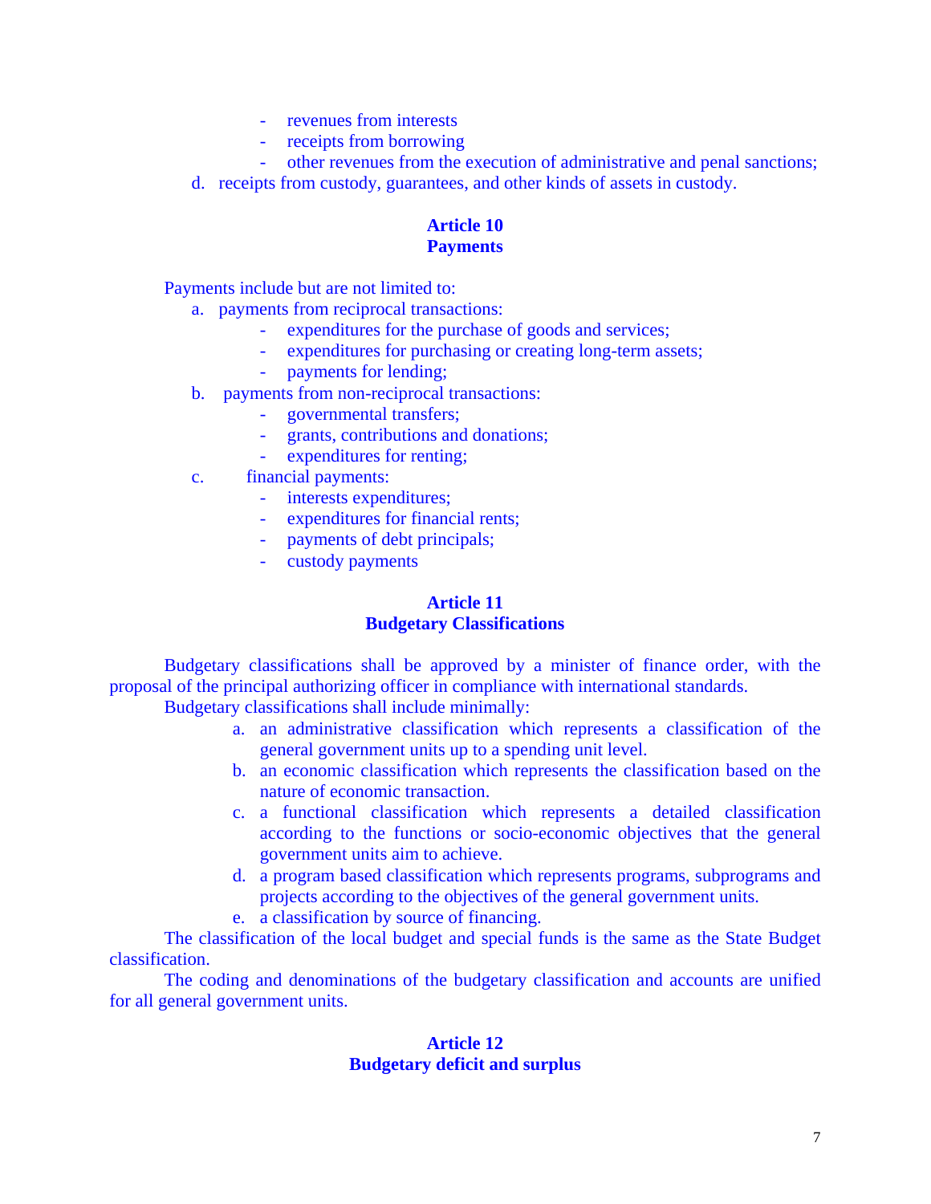- revenues from interests
- receipts from borrowing
- other revenues from the execution of administrative and penal sanctions;

d. receipts from custody, guarantees, and other kinds of assets in custody.

## Article 10
## Payments

Payments include but are not limited to:

a. payments from reciprocal transactions:
   - expenditures for the purchase of goods and services;
   - expenditures for purchasing or creating long-term assets;
   - payments for lending;

b. payments from non-reciprocal transactions:
   - governmental transfers;
   - grants, contributions and donations;
   - expenditures for renting;

c. financial payments:
   - interests expenditures;
   - expenditures for financial rents;
   - payments of debt principals;
   - custody payments

## Article 11
## Budgetary Classifications

Budgetary classifications shall be approved by a minister of finance order, with the proposal of the principal authorizing officer in compliance with international standards.

Budgetary classifications shall include minimally:

a. an administrative classification which represents a classification of the general government units up to a spending unit level.
b. an economic classification which represents the classification based on the nature of economic transaction.
c. a functional classification which represents a detailed classification according to the functions or socio-economic objectives that the general government units aim to achieve.
d. a program based classification which represents programs, subprograms and projects according to the objectives of the general government units.
e. a classification by source of financing.

The classification of the local budget and special funds is the same as the State Budget classification.

The coding and denominations of the budgetary classification and accounts are unified for all general government units.

## Article 12
## Budgetary deficit and surplus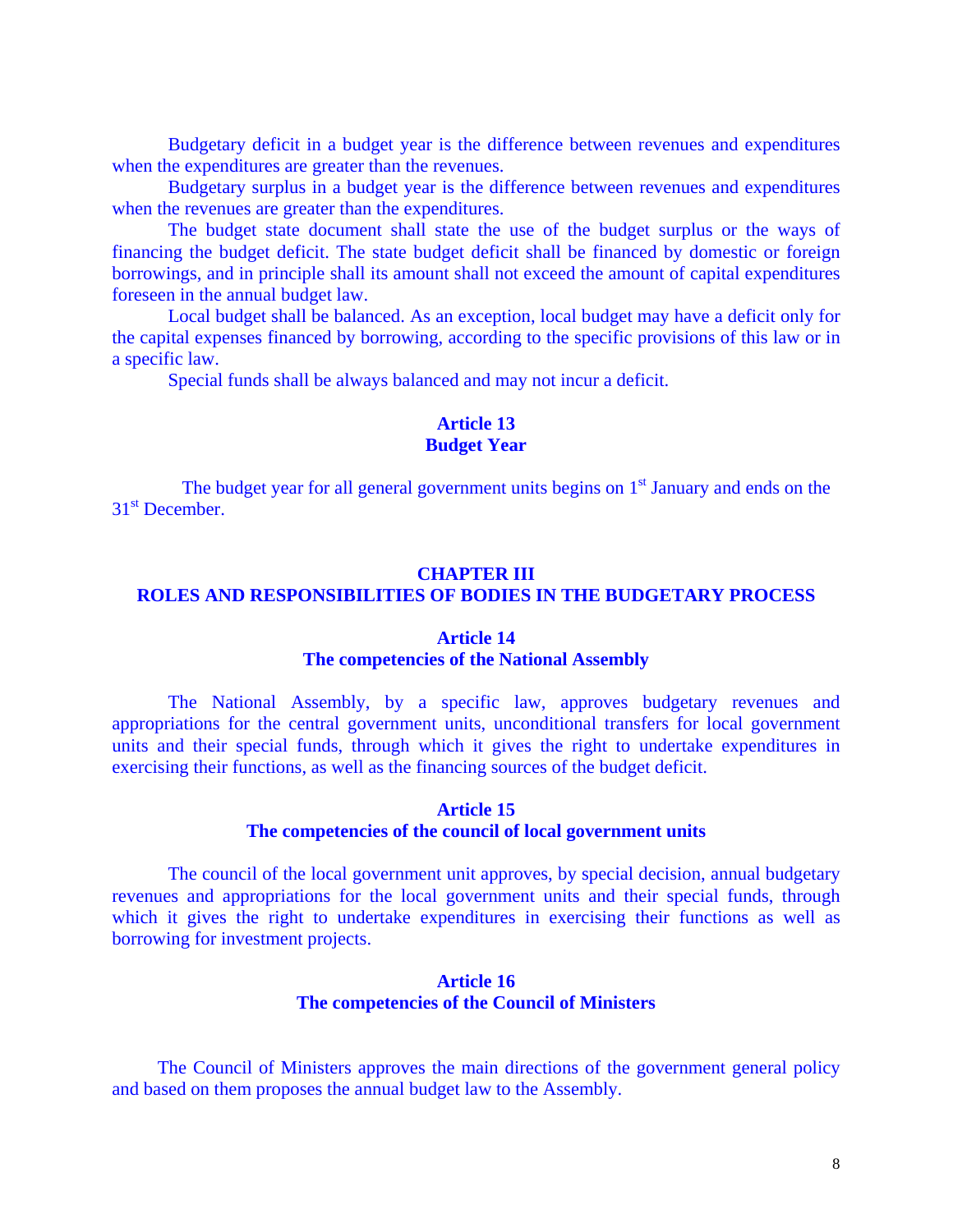Budgetary deficit in a budget year is the difference between revenues and expenditures when the expenditures are greater than the revenues.

Budgetary surplus in a budget year is the difference between revenues and expenditures when the revenues are greater than the expenditures.

The budget state document shall state the use of the budget surplus or the ways of financing the budget deficit. The state budget deficit shall be financed by domestic or foreign borrowings, and in principle shall its amount shall not exceed the amount of capital expenditures foreseen in the annual budget law.

Local budget shall be balanced. As an exception, local budget may have a deficit only for the capital expenses financed by borrowing, according to the specific provisions of this law or in a specific law.

Special funds shall be always balanced and may not incur a deficit.

### Article 13
### Budget Year

The budget year for all general government units begins on 1st January and ends on the 31st December.

## CHAPTER III
## ROLES AND RESPONSIBILITIES OF BODIES IN THE BUDGETARY PROCESS

### Article 14
### The competencies of the National Assembly

The National Assembly, by a specific law, approves budgetary revenues and appropriations for the central government units, unconditional transfers for local government units and their special funds, through which it gives the right to undertake expenditures in exercising their functions, as well as the financing sources of the budget deficit.

### Article 15
### The competencies of the council of local government units

The council of the local government unit approves, by special decision, annual budgetary revenues and appropriations for the local government units and their special funds, through which it gives the right to undertake expenditures in exercising their functions as well as borrowing for investment projects.

### Article 16
### The competencies of the Council of Ministers

The Council of Ministers approves the main directions of the government general policy and based on them proposes the annual budget law to the Assembly.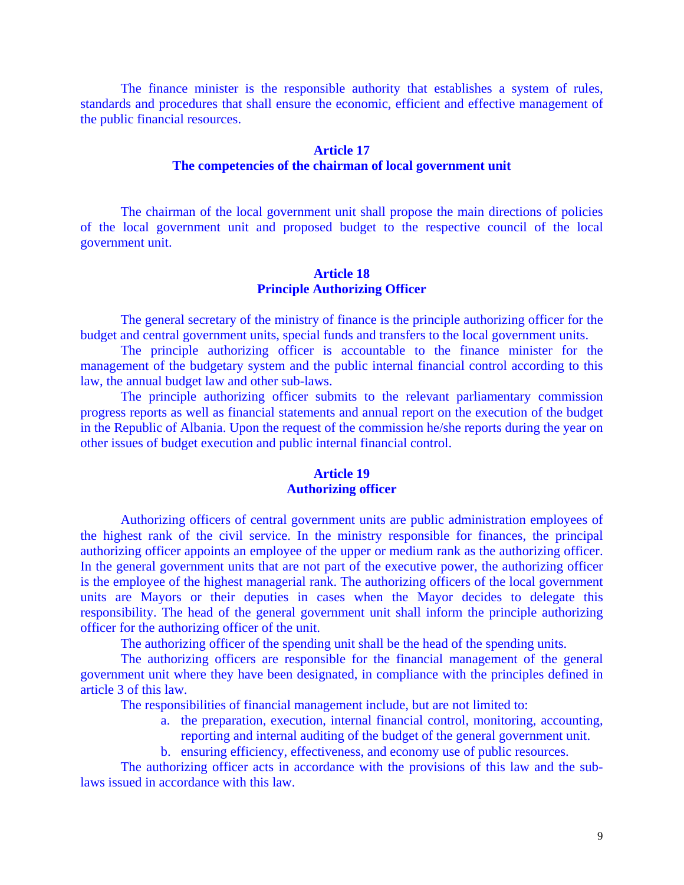The finance minister is the responsible authority that establishes a system of rules, standards and procedures that shall ensure the economic, efficient and effective management of the public financial resources.

## Article 17
## The competencies of the chairman of local government unit

The chairman of the local government unit shall propose the main directions of policies of the local government unit and proposed budget to the respective council of the local government unit.

## Article 18
## Principle Authorizing Officer

The general secretary of the ministry of finance is the principle authorizing officer for the budget and central government units, special funds and transfers to the local government units.

The principle authorizing officer is accountable to the finance minister for the management of the budgetary system and the public internal financial control according to this law, the annual budget law and other sub-laws.

The principle authorizing officer submits to the relevant parliamentary commission progress reports as well as financial statements and annual report on the execution of the budget in the Republic of Albania. Upon the request of the commission he/she reports during the year on other issues of budget execution and public internal financial control.

## Article 19
## Authorizing officer

Authorizing officers of central government units are public administration employees of the highest rank of the civil service. In the ministry responsible for finances, the principal authorizing officer appoints an employee of the upper or medium rank as the authorizing officer. In the general government units that are not part of the executive power, the authorizing officer is the employee of the highest managerial rank. The authorizing officers of the local government units are Mayors or their deputies in cases when the Mayor decides to delegate this responsibility. The head of the general government unit shall inform the principle authorizing officer for the authorizing officer of the unit.

The authorizing officer of the spending unit shall be the head of the spending units.

The authorizing officers are responsible for the financial management of the general government unit where they have been designated, in compliance with the principles defined in article 3 of this law.

The responsibilities of financial management include, but are not limited to:

a. the preparation, execution, internal financial control, monitoring, accounting, reporting and internal auditing of the budget of the general government unit.
b. ensuring efficiency, effectiveness, and economy use of public resources.

The authorizing officer acts in accordance with the provisions of this law and the sub-laws issued in accordance with this law.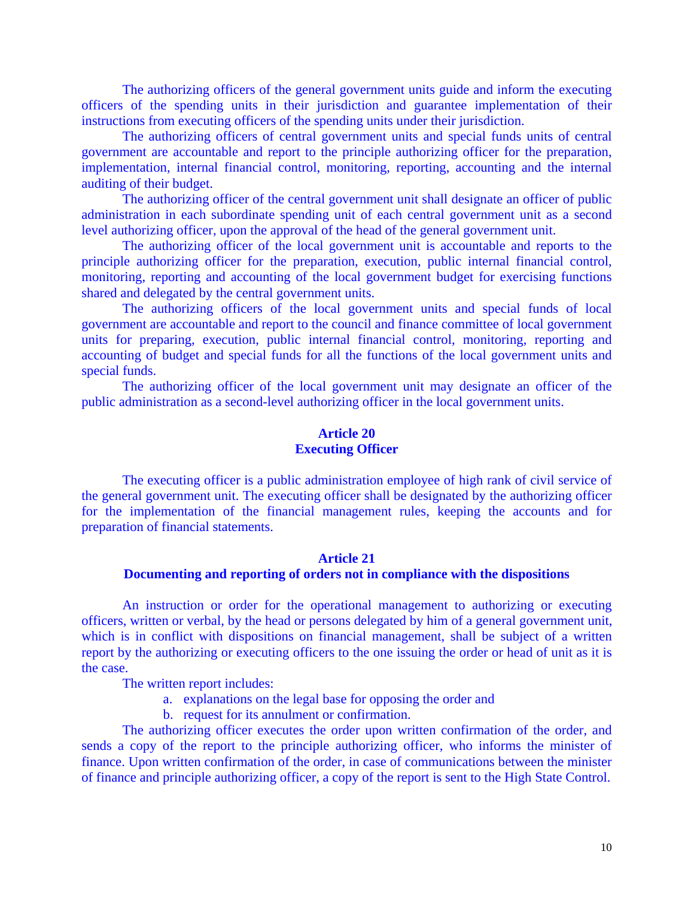The authorizing officers of the general government units guide and inform the executing officers of the spending units in their jurisdiction and guarantee implementation of their instructions from executing officers of the spending units under their jurisdiction.

The authorizing officers of central government units and special funds units of central government are accountable and report to the principle authorizing officer for the preparation, implementation, internal financial control, monitoring, reporting, accounting and the internal auditing of their budget.

The authorizing officer of the central government unit shall designate an officer of public administration in each subordinate spending unit of each central government unit as a second level authorizing officer, upon the approval of the head of the general government unit.

The authorizing officer of the local government unit is accountable and reports to the principle authorizing officer for the preparation, execution, public internal financial control, monitoring, reporting and accounting of the local government budget for exercising functions shared and delegated by the central government units.

The authorizing officers of the local government units and special funds of local government are accountable and report to the council and finance committee of local government units for preparing, execution, public internal financial control, monitoring, reporting and accounting of budget and special funds for all the functions of the local government units and special funds.

The authorizing officer of the local government unit may designate an officer of the public administration as a second-level authorizing officer in the local government units.

## Article 20
## Executing Officer

The executing officer is a public administration employee of high rank of civil service of the general government unit. The executing officer shall be designated by the authorizing officer for the implementation of the financial management rules, keeping the accounts and for preparation of financial statements.

## Article 21
## Documenting and reporting of orders not in compliance with the dispositions

An instruction or order for the operational management to authorizing or executing officers, written or verbal, by the head or persons delegated by him of a general government unit, which is in conflict with dispositions on financial management, shall be subject of a written report by the authorizing or executing officers to the one issuing the order or head of unit as it is the case.

The written report includes:

a. explanations on the legal base for opposing the order and
b. request for its annulment or confirmation.

The authorizing officer executes the order upon written confirmation of the order, and sends a copy of the report to the principle authorizing officer, who informs the minister of finance. Upon written confirmation of the order, in case of communications between the minister of finance and principle authorizing officer, a copy of the report is sent to the High State Control.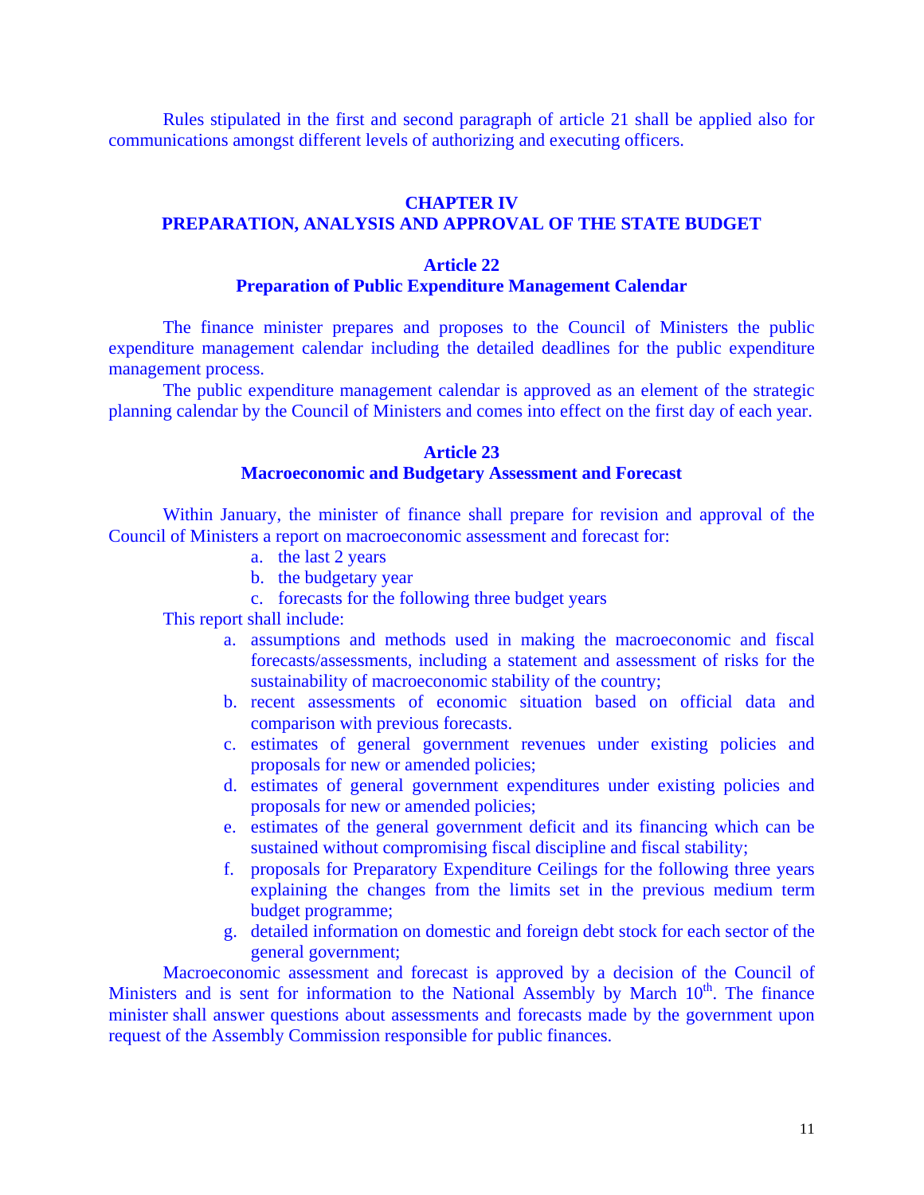Rules stipulated in the first and second paragraph of article 21 shall be applied also for communications amongst different levels of authorizing and executing officers.

## CHAPTER IV
## PREPARATION, ANALYSIS AND APPROVAL OF THE STATE BUDGET

### Article 22
### Preparation of Public Expenditure Management Calendar

The finance minister prepares and proposes to the Council of Ministers the public expenditure management calendar including the detailed deadlines for the public expenditure management process.

The public expenditure management calendar is approved as an element of the strategic planning calendar by the Council of Ministers and comes into effect on the first day of each year.

### Article 23
### Macroeconomic and Budgetary Assessment and Forecast

Within January, the minister of finance shall prepare for revision and approval of the Council of Ministers a report on macroeconomic assessment and forecast for:

a. the last 2 years
b. the budgetary year
c. forecasts for the following three budget years

This report shall include:

a. assumptions and methods used in making the macroeconomic and fiscal forecasts/assessments, including a statement and assessment of risks for the sustainability of macroeconomic stability of the country;
b. recent assessments of economic situation based on official data and comparison with previous forecasts.
c. estimates of general government revenues under existing policies and proposals for new or amended policies;
d. estimates of general government expenditures under existing policies and proposals for new or amended policies;
e. estimates of the general government deficit and its financing which can be sustained without compromising fiscal discipline and fiscal stability;
f. proposals for Preparatory Expenditure Ceilings for the following three years explaining the changes from the limits set in the previous medium term budget programme;
g. detailed information on domestic and foreign debt stock for each sector of the general government;

Macroeconomic assessment and forecast is approved by a decision of the Council of Ministers and is sent for information to the National Assembly by March 10th. The finance minister shall answer questions about assessments and forecasts made by the government upon request of the Assembly Commission responsible for public finances.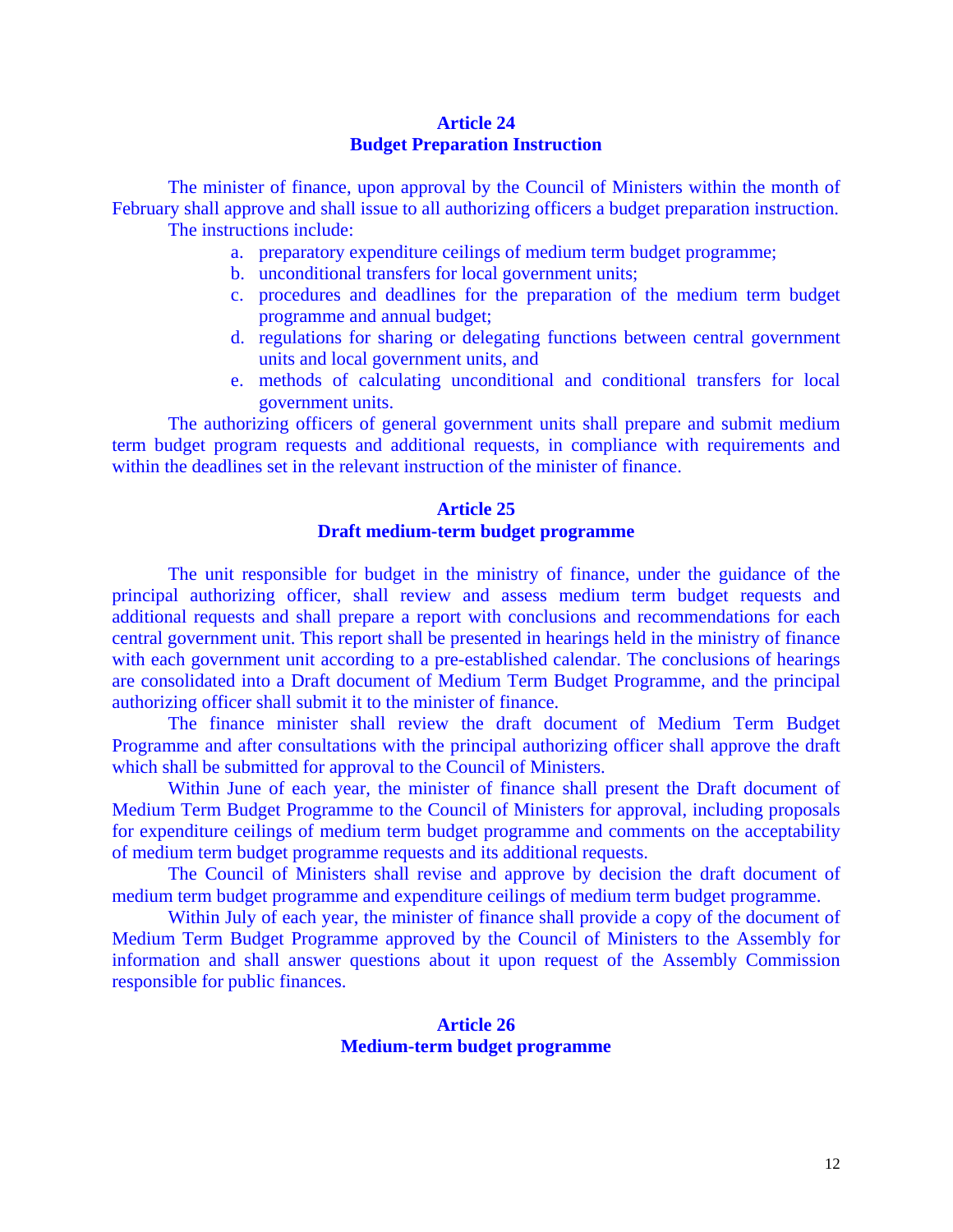## Article 24
## Budget Preparation Instruction

The minister of finance, upon approval by the Council of Ministers within the month of February shall approve and shall issue to all authorizing officers a budget preparation instruction.

The instructions include:

a. preparatory expenditure ceilings of medium term budget programme;
b. unconditional transfers for local government units;
c. procedures and deadlines for the preparation of the medium term budget programme and annual budget;
d. regulations for sharing or delegating functions between central government units and local government units, and
e. methods of calculating unconditional and conditional transfers for local government units.

The authorizing officers of general government units shall prepare and submit medium term budget program requests and additional requests, in compliance with requirements and within the deadlines set in the relevant instruction of the minister of finance.

## Article 25
## Draft medium-term budget programme

The unit responsible for budget in the ministry of finance, under the guidance of the principal authorizing officer, shall review and assess medium term budget requests and additional requests and shall prepare a report with conclusions and recommendations for each central government unit. This report shall be presented in hearings held in the ministry of finance with each government unit according to a pre-established calendar. The conclusions of hearings are consolidated into a Draft document of Medium Term Budget Programme, and the principal authorizing officer shall submit it to the minister of finance.

The finance minister shall review the draft document of Medium Term Budget Programme and after consultations with the principal authorizing officer shall approve the draft which shall be submitted for approval to the Council of Ministers.

Within June of each year, the minister of finance shall present the Draft document of Medium Term Budget Programme to the Council of Ministers for approval, including proposals for expenditure ceilings of medium term budget programme and comments on the acceptability of medium term budget programme requests and its additional requests.

The Council of Ministers shall revise and approve by decision the draft document of medium term budget programme and expenditure ceilings of medium term budget programme.

Within July of each year, the minister of finance shall provide a copy of the document of Medium Term Budget Programme approved by the Council of Ministers to the Assembly for information and shall answer questions about it upon request of the Assembly Commission responsible for public finances.

## Article 26
## Medium-term budget programme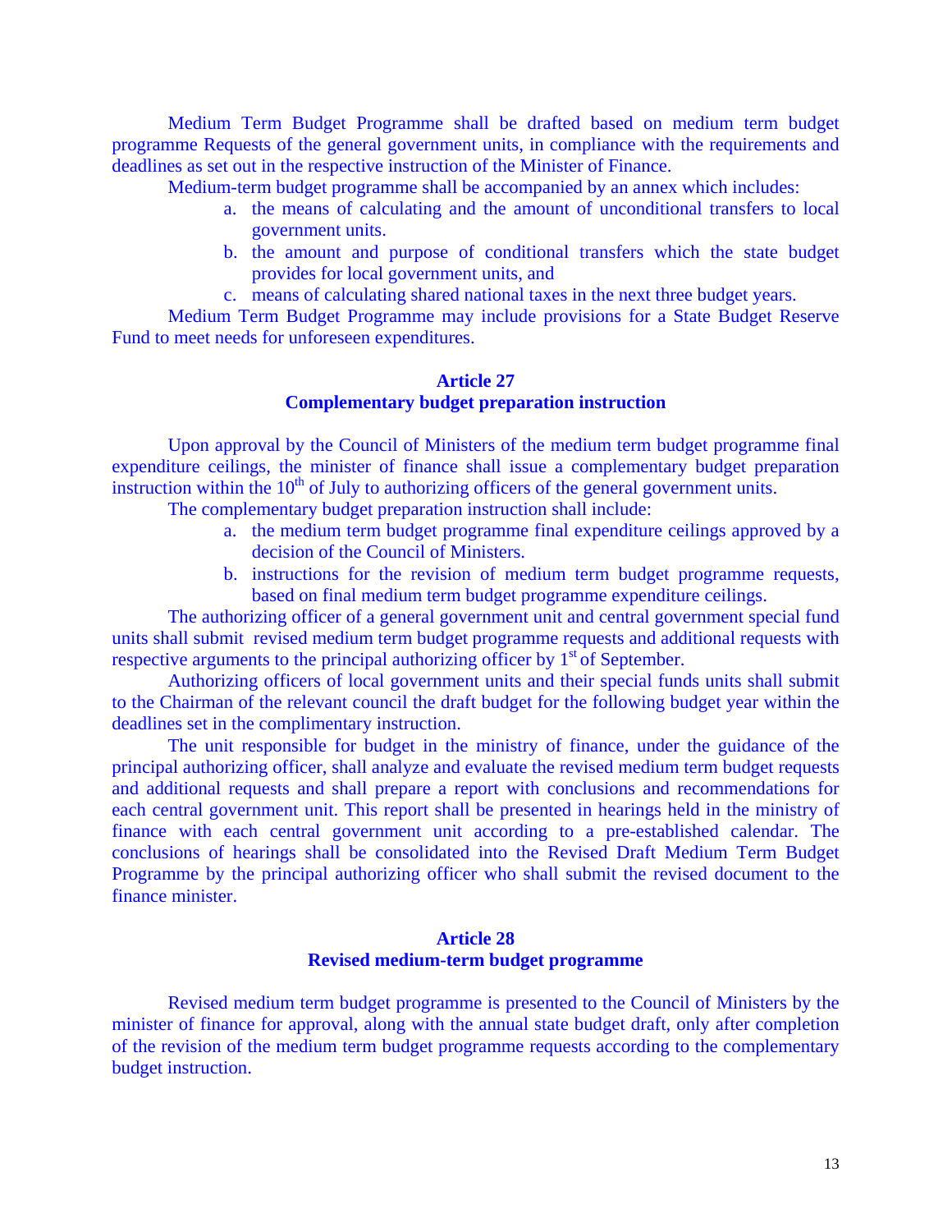Medium Term Budget Programme shall be drafted based on medium term budget programme Requests of the general government units, in compliance with the requirements and deadlines as set out in the respective instruction of the Minister of Finance.

Medium-term budget programme shall be accompanied by an annex which includes:

a. the means of calculating and the amount of unconditional transfers to local government units.
b. the amount and purpose of conditional transfers which the state budget provides for local government units, and
c. means of calculating shared national taxes in the next three budget years.

Medium Term Budget Programme may include provisions for a State Budget Reserve Fund to meet needs for unforeseen expenditures.

## Article 27
## Complementary budget preparation instruction

Upon approval by the Council of Ministers of the medium term budget programme final expenditure ceilings, the minister of finance shall issue a complementary budget preparation instruction within the 10th of July to authorizing officers of the general government units.

The complementary budget preparation instruction shall include:

a. the medium term budget programme final expenditure ceilings approved by a decision of the Council of Ministers.
b. instructions for the revision of medium term budget programme requests, based on final medium term budget programme expenditure ceilings.

The authorizing officer of a general government unit and central government special fund units shall submit revised medium term budget programme requests and additional requests with respective arguments to the principal authorizing officer by 1st of September.

Authorizing officers of local government units and their special funds units shall submit to the Chairman of the relevant council the draft budget for the following budget year within the deadlines set in the complimentary instruction.

The unit responsible for budget in the ministry of finance, under the guidance of the principal authorizing officer, shall analyze and evaluate the revised medium term budget requests and additional requests and shall prepare a report with conclusions and recommendations for each central government unit. This report shall be presented in hearings held in the ministry of finance with each central government unit according to a pre-established calendar. The conclusions of hearings shall be consolidated into the Revised Draft Medium Term Budget Programme by the principal authorizing officer who shall submit the revised document to the finance minister.

## Article 28
## Revised medium-term budget programme

Revised medium term budget programme is presented to the Council of Ministers by the minister of finance for approval, along with the annual state budget draft, only after completion of the revision of the medium term budget programme requests according to the complementary budget instruction.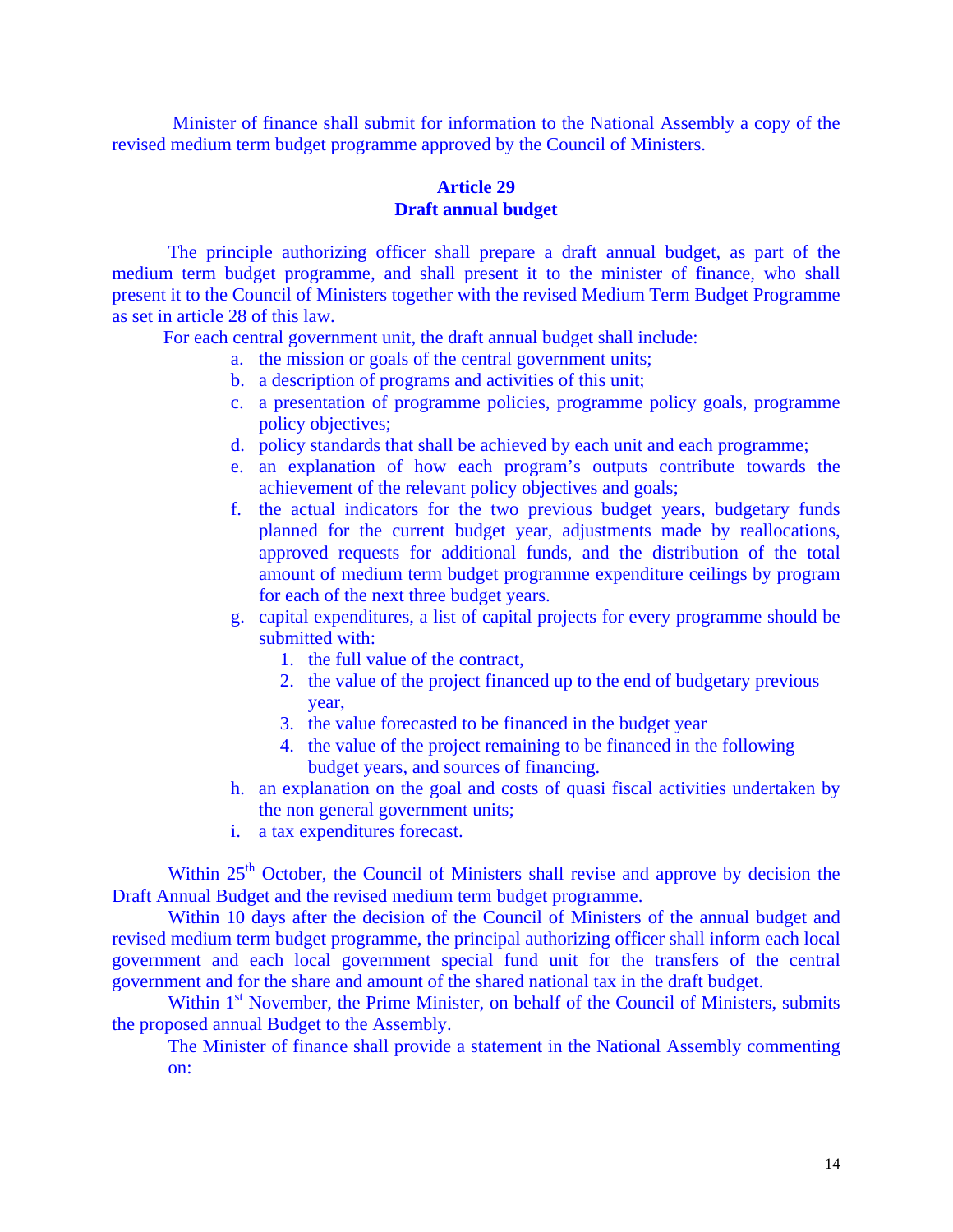Minister of finance shall submit for information to the National Assembly a copy of the revised medium term budget programme approved by the Council of Ministers.

## Article 29
## Draft annual budget

The principle authorizing officer shall prepare a draft annual budget, as part of the medium term budget programme, and shall present it to the minister of finance, who shall present it to the Council of Ministers together with the revised Medium Term Budget Programme as set in article 28 of this law.

For each central government unit, the draft annual budget shall include:

a. the mission or goals of the central government units;
b. a description of programs and activities of this unit;
c. a presentation of programme policies, programme policy goals, programme policy objectives;
d. policy standards that shall be achieved by each unit and each programme;
e. an explanation of how each program's outputs contribute towards the achievement of the relevant policy objectives and goals;
f. the actual indicators for the two previous budget years, budgetary funds planned for the current budget year, adjustments made by reallocations, approved requests for additional funds, and the distribution of the total amount of medium term budget programme expenditure ceilings by program for each of the next three budget years.
g. capital expenditures, a list of capital projects for every programme should be submitted with:
   1. the full value of the contract,
   2. the value of the project financed up to the end of budgetary previous year,
   3. the value forecasted to be financed in the budget year
   4. the value of the project remaining to be financed in the following budget years, and sources of financing.
h. an explanation on the goal and costs of quasi fiscal activities undertaken by the non general government units;
i. a tax expenditures forecast.

Within 25th October, the Council of Ministers shall revise and approve by decision the Draft Annual Budget and the revised medium term budget programme.

Within 10 days after the decision of the Council of Ministers of the annual budget and revised medium term budget programme, the principal authorizing officer shall inform each local government and each local government special fund unit for the transfers of the central government and for the share and amount of the shared national tax in the draft budget.

Within 1st November, the Prime Minister, on behalf of the Council of Ministers, submits the proposed annual Budget to the Assembly.

The Minister of finance shall provide a statement in the National Assembly commenting on: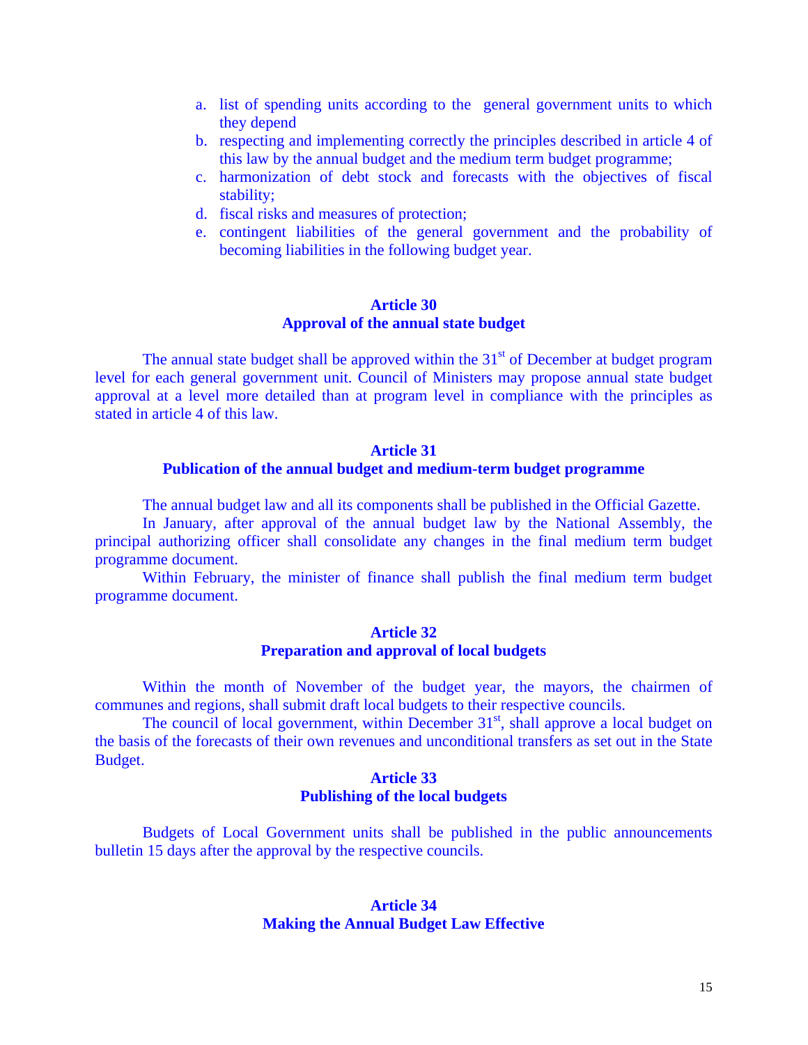a. list of spending units according to the general government units to which they depend
b. respecting and implementing correctly the principles described in article 4 of this law by the annual budget and the medium term budget programme;
c. harmonization of debt stock and forecasts with the objectives of fiscal stability;
d. fiscal risks and measures of protection;
e. contingent liabilities of the general government and the probability of becoming liabilities in the following budget year.

### Article 30
### Approval of the annual state budget

The annual state budget shall be approved within the 31st of December at budget program level for each general government unit. Council of Ministers may propose annual state budget approval at a level more detailed than at program level in compliance with the principles as stated in article 4 of this law.

### Article 31
### Publication of the annual budget and medium-term budget programme

The annual budget law and all its components shall be published in the Official Gazette.

In January, after approval of the annual budget law by the National Assembly, the principal authorizing officer shall consolidate any changes in the final medium term budget programme document.

Within February, the minister of finance shall publish the final medium term budget programme document.

### Article 32
### Preparation and approval of local budgets

Within the month of November of the budget year, the mayors, the chairmen of communes and regions, shall submit draft local budgets to their respective councils.

The council of local government, within December 31st, shall approve a local budget on the basis of the forecasts of their own revenues and unconditional transfers as set out in the State Budget.

### Article 33
### Publishing of the local budgets

Budgets of Local Government units shall be published in the public announcements bulletin 15 days after the approval by the respective councils.

### Article 34
### Making the Annual Budget Law Effective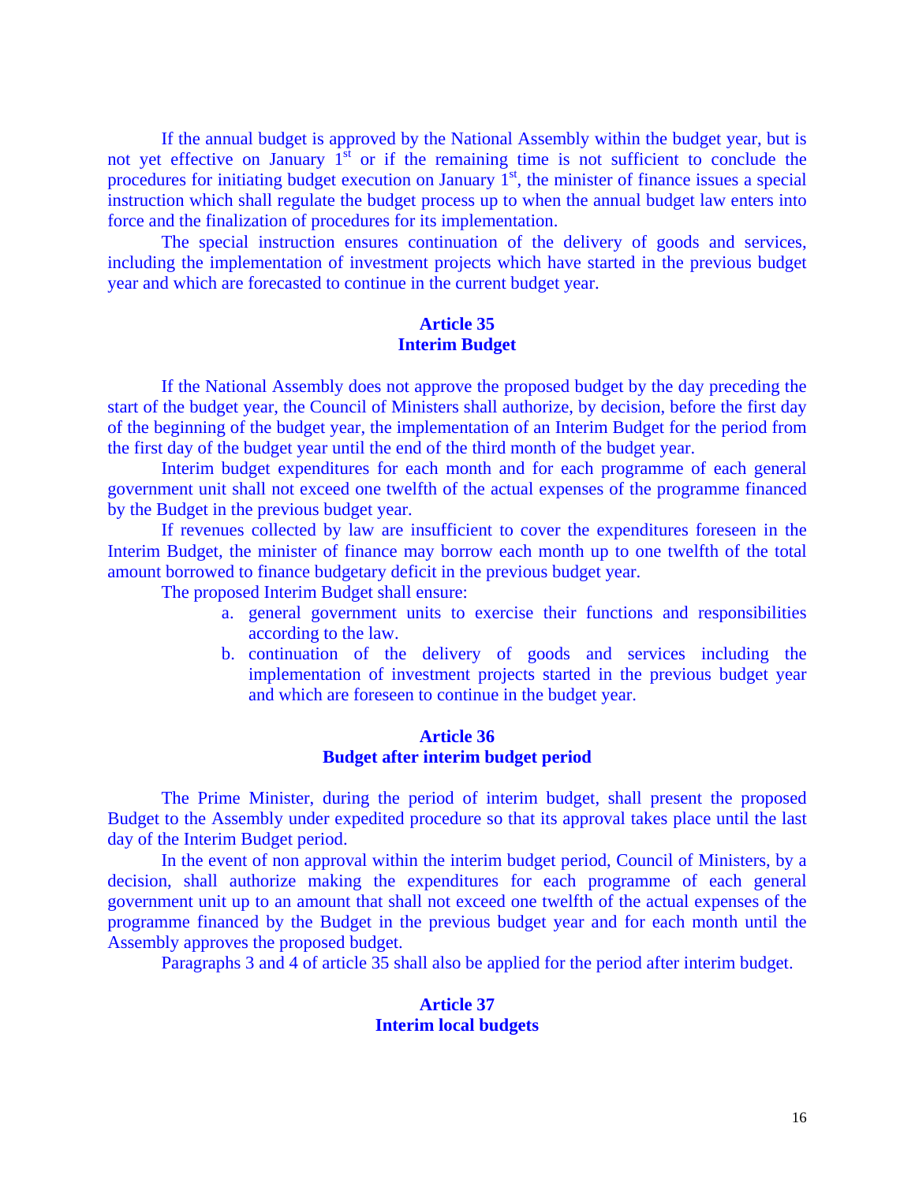If the annual budget is approved by the National Assembly within the budget year, but is not yet effective on January 1st or if the remaining time is not sufficient to conclude the procedures for initiating budget execution on January 1st, the minister of finance issues a special instruction which shall regulate the budget process up to when the annual budget law enters into force and the finalization of procedures for its implementation.

The special instruction ensures continuation of the delivery of goods and services, including the implementation of investment projects which have started in the previous budget year and which are forecasted to continue in the current budget year.

### Article 35
### Interim Budget

If the National Assembly does not approve the proposed budget by the day preceding the start of the budget year, the Council of Ministers shall authorize, by decision, before the first day of the beginning of the budget year, the implementation of an Interim Budget for the period from the first day of the budget year until the end of the third month of the budget year.

Interim budget expenditures for each month and for each programme of each general government unit shall not exceed one twelfth of the actual expenses of the programme financed by the Budget in the previous budget year.

If revenues collected by law are insufficient to cover the expenditures foreseen in the Interim Budget, the minister of finance may borrow each month up to one twelfth of the total amount borrowed to finance budgetary deficit in the previous budget year.

The proposed Interim Budget shall ensure:

a. general government units to exercise their functions and responsibilities according to the law.
b. continuation of the delivery of goods and services including the implementation of investment projects started in the previous budget year and which are foreseen to continue in the budget year.

### Article 36
### Budget after interim budget period

The Prime Minister, during the period of interim budget, shall present the proposed Budget to the Assembly under expedited procedure so that its approval takes place until the last day of the Interim Budget period.

In the event of non approval within the interim budget period, Council of Ministers, by a decision, shall authorize making the expenditures for each programme of each general government unit up to an amount that shall not exceed one twelfth of the actual expenses of the programme financed by the Budget in the previous budget year and for each month until the Assembly approves the proposed budget.

Paragraphs 3 and 4 of article 35 shall also be applied for the period after interim budget.

### Article 37
### Interim local budgets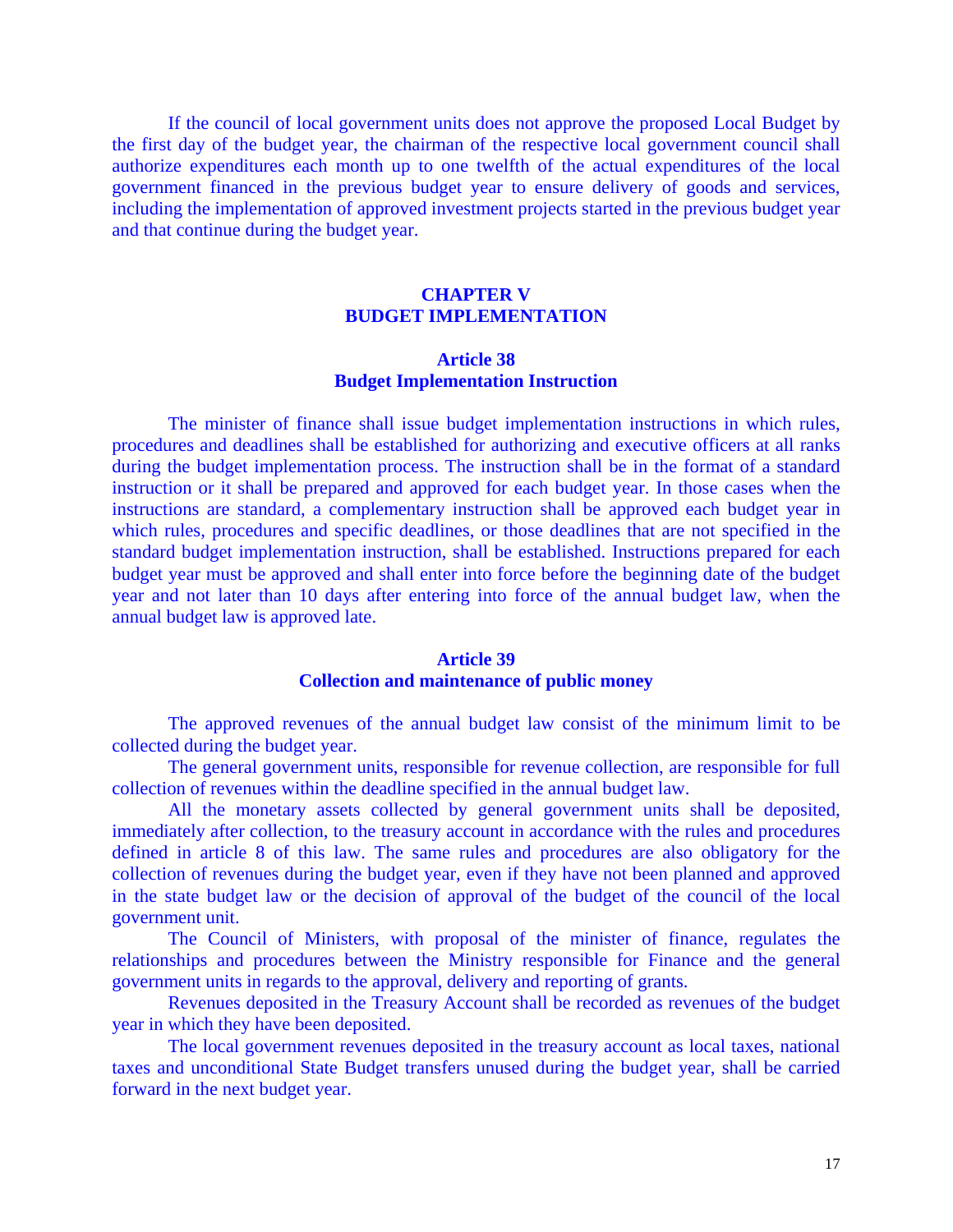If the council of local government units does not approve the proposed Local Budget by the first day of the budget year, the chairman of the respective local government council shall authorize expenditures each month up to one twelfth of the actual expenditures of the local government financed in the previous budget year to ensure delivery of goods and services, including the implementation of approved investment projects started in the previous budget year and that continue during the budget year.

## CHAPTER V
## BUDGET IMPLEMENTATION

### Article 38
### Budget Implementation Instruction

The minister of finance shall issue budget implementation instructions in which rules, procedures and deadlines shall be established for authorizing and executive officers at all ranks during the budget implementation process. The instruction shall be in the format of a standard instruction or it shall be prepared and approved for each budget year. In those cases when the instructions are standard, a complementary instruction shall be approved each budget year in which rules, procedures and specific deadlines, or those deadlines that are not specified in the standard budget implementation instruction, shall be established. Instructions prepared for each budget year must be approved and shall enter into force before the beginning date of the budget year and not later than 10 days after entering into force of the annual budget law, when the annual budget law is approved late.

### Article 39
### Collection and maintenance of public money

The approved revenues of the annual budget law consist of the minimum limit to be collected during the budget year.

The general government units, responsible for revenue collection, are responsible for full collection of revenues within the deadline specified in the annual budget law.

All the monetary assets collected by general government units shall be deposited, immediately after collection, to the treasury account in accordance with the rules and procedures defined in article 8 of this law. The same rules and procedures are also obligatory for the collection of revenues during the budget year, even if they have not been planned and approved in the state budget law or the decision of approval of the budget of the council of the local government unit.

The Council of Ministers, with proposal of the minister of finance, regulates the relationships and procedures between the Ministry responsible for Finance and the general government units in regards to the approval, delivery and reporting of grants.

Revenues deposited in the Treasury Account shall be recorded as revenues of the budget year in which they have been deposited.

The local government revenues deposited in the treasury account as local taxes, national taxes and unconditional State Budget transfers unused during the budget year, shall be carried forward in the next budget year.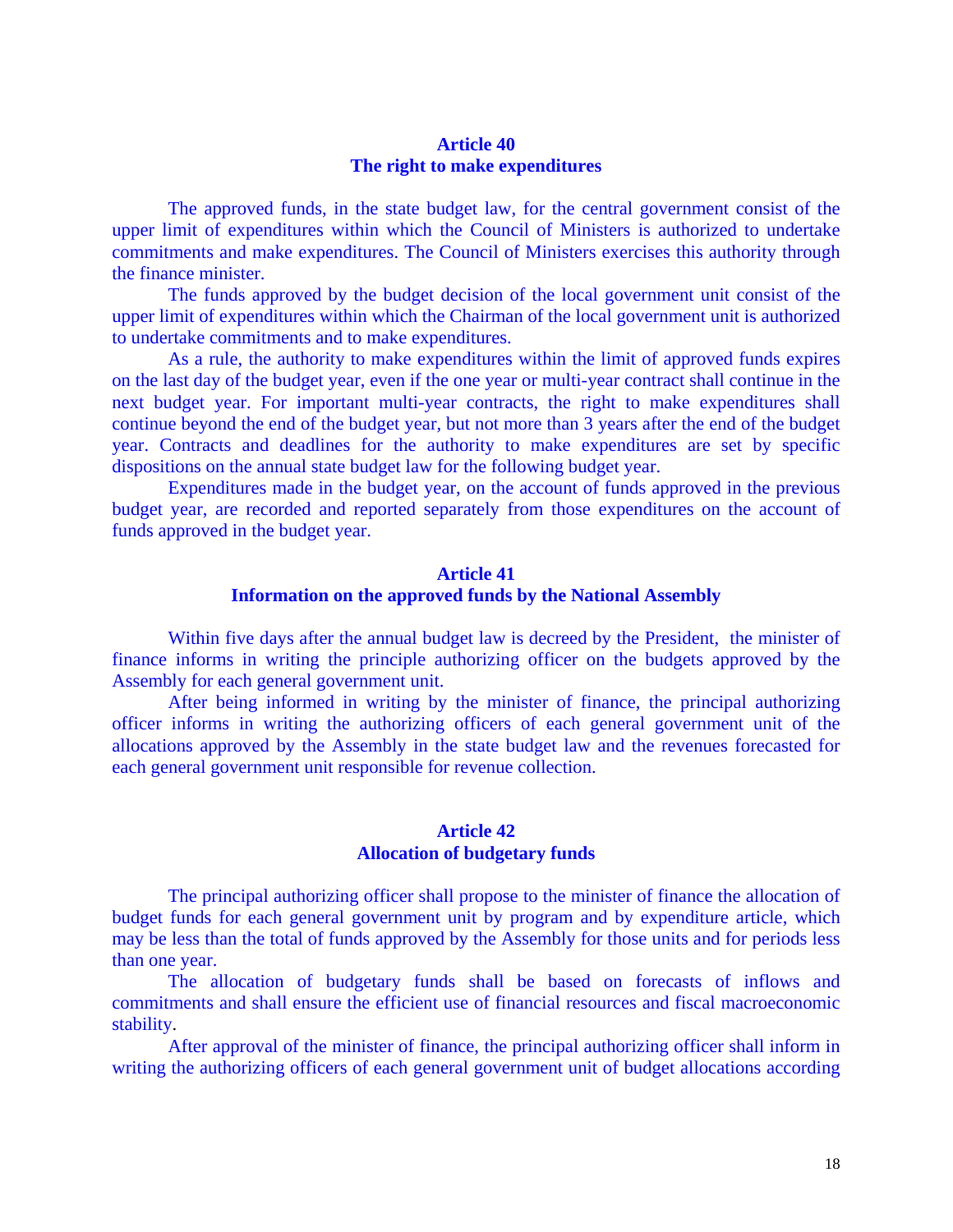## Article 40
## The right to make expenditures

The approved funds, in the state budget law, for the central government consist of the upper limit of expenditures within which the Council of Ministers is authorized to undertake commitments and make expenditures. The Council of Ministers exercises this authority through the finance minister.

The funds approved by the budget decision of the local government unit consist of the upper limit of expenditures within which the Chairman of the local government unit is authorized to undertake commitments and to make expenditures.

As a rule, the authority to make expenditures within the limit of approved funds expires on the last day of the budget year, even if the one year or multi-year contract shall continue in the next budget year. For important multi-year contracts, the right to make expenditures shall continue beyond the end of the budget year, but not more than 3 years after the end of the budget year. Contracts and deadlines for the authority to make expenditures are set by specific dispositions on the annual state budget law for the following budget year.

Expenditures made in the budget year, on the account of funds approved in the previous budget year, are recorded and reported separately from those expenditures on the account of funds approved in the budget year.

## Article 41
## Information on the approved funds by the National Assembly

Within five days after the annual budget law is decreed by the President, the minister of finance informs in writing the principle authorizing officer on the budgets approved by the Assembly for each general government unit.

After being informed in writing by the minister of finance, the principal authorizing officer informs in writing the authorizing officers of each general government unit of the allocations approved by the Assembly in the state budget law and the revenues forecasted for each general government unit responsible for revenue collection.

## Article 42
## Allocation of budgetary funds

The principal authorizing officer shall propose to the minister of finance the allocation of budget funds for each general government unit by program and by expenditure article, which may be less than the total of funds approved by the Assembly for those units and for periods less than one year.

The allocation of budgetary funds shall be based on forecasts of inflows and commitments and shall ensure the efficient use of financial resources and fiscal macroeconomic stability.

After approval of the minister of finance, the principal authorizing officer shall inform in writing the authorizing officers of each general government unit of budget allocations according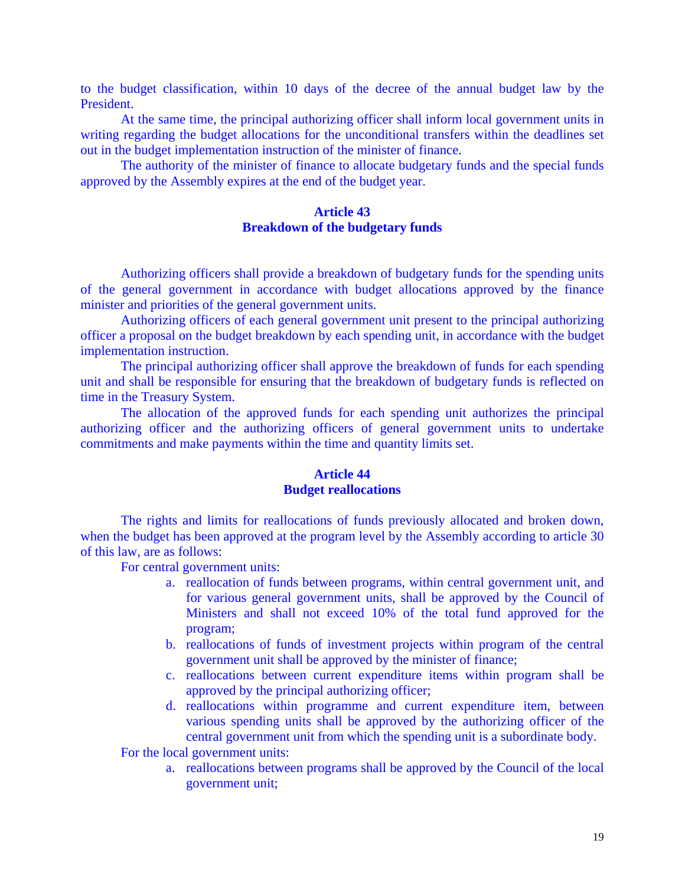to the budget classification, within 10 days of the decree of the annual budget law by the President.

At the same time, the principal authorizing officer shall inform local government units in writing regarding the budget allocations for the unconditional transfers within the deadlines set out in the budget implementation instruction of the minister of finance.

The authority of the minister of finance to allocate budgetary funds and the special funds approved by the Assembly expires at the end of the budget year.

## Article 43
## Breakdown of the budgetary funds

Authorizing officers shall provide a breakdown of budgetary funds for the spending units of the general government in accordance with budget allocations approved by the finance minister and priorities of the general government units.

Authorizing officers of each general government unit present to the principal authorizing officer a proposal on the budget breakdown by each spending unit, in accordance with the budget implementation instruction.

The principal authorizing officer shall approve the breakdown of funds for each spending unit and shall be responsible for ensuring that the breakdown of budgetary funds is reflected on time in the Treasury System.

The allocation of the approved funds for each spending unit authorizes the principal authorizing officer and the authorizing officers of general government units to undertake commitments and make payments within the time and quantity limits set.

## Article 44
## Budget reallocations

The rights and limits for reallocations of funds previously allocated and broken down, when the budget has been approved at the program level by the Assembly according to article 30 of this law, are as follows:

For central government units:

a. reallocation of funds between programs, within central government unit, and for various general government units, shall be approved by the Council of Ministers and shall not exceed 10% of the total fund approved for the program;
b. reallocations of funds of investment projects within program of the central government unit shall be approved by the minister of finance;
c. reallocations between current expenditure items within program shall be approved by the principal authorizing officer;
d. reallocations within programme and current expenditure item, between various spending units shall be approved by the authorizing officer of the central government unit from which the spending unit is a subordinate body.

For the local government units:

a. reallocations between programs shall be approved by the Council of the local government unit;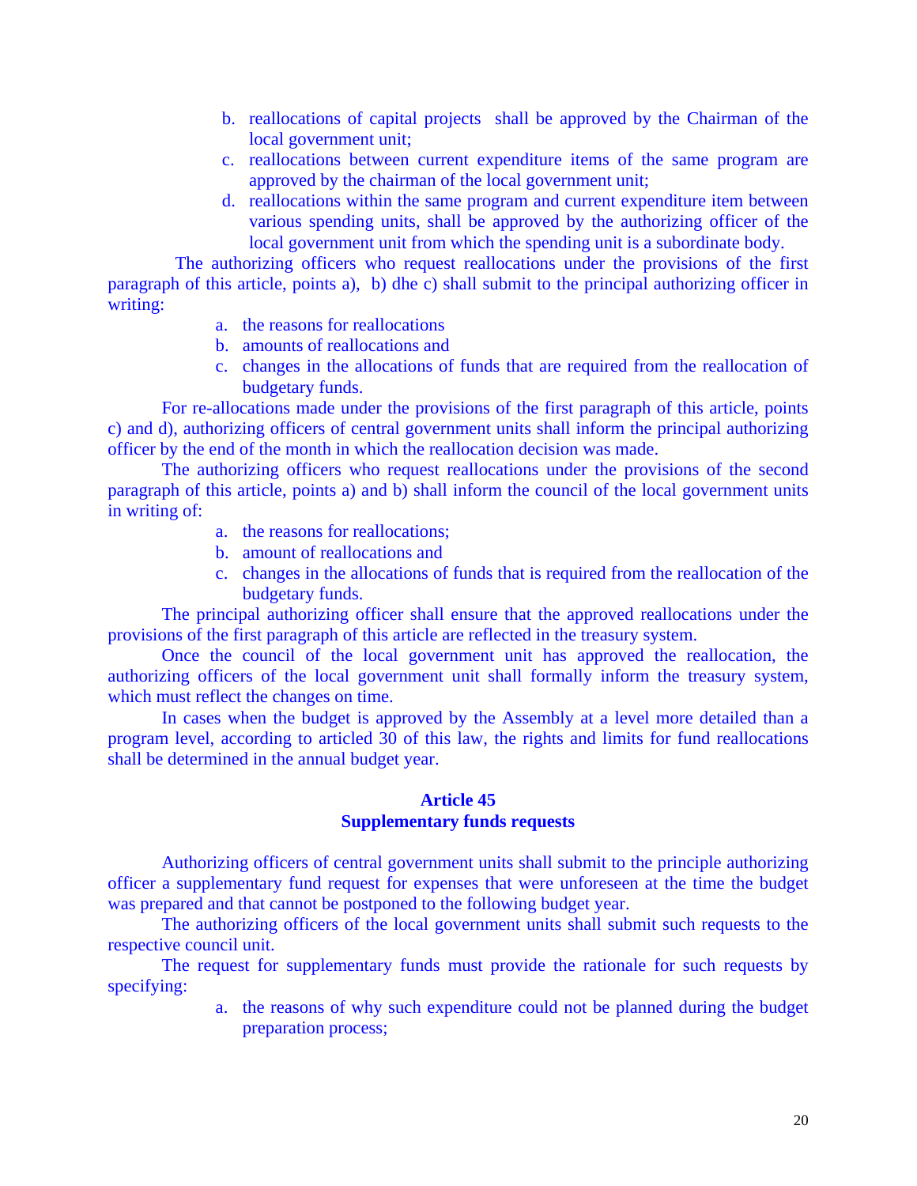b. reallocations of capital projects shall be approved by the Chairman of the local government unit;
c. reallocations between current expenditure items of the same program are approved by the chairman of the local government unit;
d. reallocations within the same program and current expenditure item between various spending units, shall be approved by the authorizing officer of the local government unit from which the spending unit is a subordinate body.

The authorizing officers who request reallocations under the provisions of the first paragraph of this article, points a), b) dhe c) shall submit to the principal authorizing officer in writing:

a. the reasons for reallocations
b. amounts of reallocations and
c. changes in the allocations of funds that are required from the reallocation of budgetary funds.

For re-allocations made under the provisions of the first paragraph of this article, points c) and d), authorizing officers of central government units shall inform the principal authorizing officer by the end of the month in which the reallocation decision was made.

The authorizing officers who request reallocations under the provisions of the second paragraph of this article, points a) and b) shall inform the council of the local government units in writing of:

a. the reasons for reallocations;
b. amount of reallocations and
c. changes in the allocations of funds that is required from the reallocation of the budgetary funds.

The principal authorizing officer shall ensure that the approved reallocations under the provisions of the first paragraph of this article are reflected in the treasury system.

Once the council of the local government unit has approved the reallocation, the authorizing officers of the local government unit shall formally inform the treasury system, which must reflect the changes on time.

In cases when the budget is approved by the Assembly at a level more detailed than a program level, according to articled 30 of this law, the rights and limits for fund reallocations shall be determined in the annual budget year.

## Article 45
## Supplementary funds requests

Authorizing officers of central government units shall submit to the principle authorizing officer a supplementary fund request for expenses that were unforeseen at the time the budget was prepared and that cannot be postponed to the following budget year.

The authorizing officers of the local government units shall submit such requests to the respective council unit.

The request for supplementary funds must provide the rationale for such requests by specifying:

a. the reasons of why such expenditure could not be planned during the budget preparation process;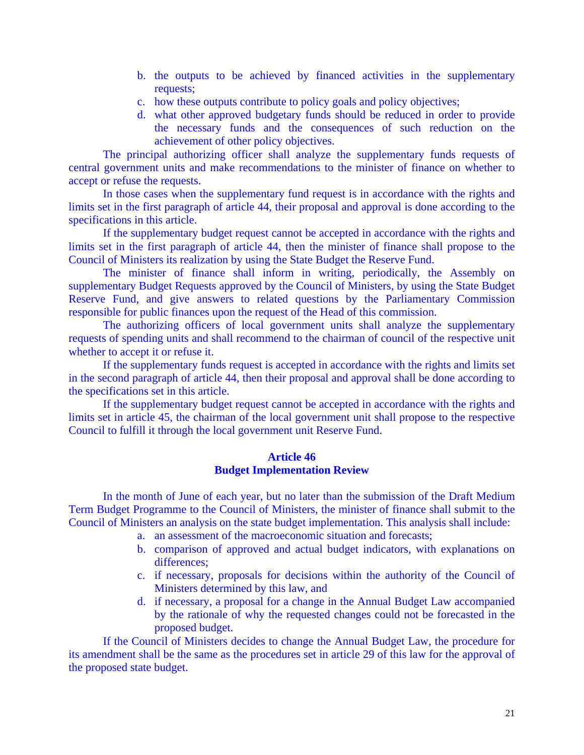b. the outputs to be achieved by financed activities in the supplementary requests;
c. how these outputs contribute to policy goals and policy objectives;
d. what other approved budgetary funds should be reduced in order to provide the necessary funds and the consequences of such reduction on the achievement of other policy objectives.

The principal authorizing officer shall analyze the supplementary funds requests of central government units and make recommendations to the minister of finance on whether to accept or refuse the requests.

In those cases when the supplementary fund request is in accordance with the rights and limits set in the first paragraph of article 44, their proposal and approval is done according to the specifications in this article.

If the supplementary budget request cannot be accepted in accordance with the rights and limits set in the first paragraph of article 44, then the minister of finance shall propose to the Council of Ministers its realization by using the State Budget the Reserve Fund.

The minister of finance shall inform in writing, periodically, the Assembly on supplementary Budget Requests approved by the Council of Ministers, by using the State Budget Reserve Fund, and give answers to related questions by the Parliamentary Commission responsible for public finances upon the request of the Head of this commission.

The authorizing officers of local government units shall analyze the supplementary requests of spending units and shall recommend to the chairman of council of the respective unit whether to accept it or refuse it.

If the supplementary funds request is accepted in accordance with the rights and limits set in the second paragraph of article 44, then their proposal and approval shall be done according to the specifications set in this article.

If the supplementary budget request cannot be accepted in accordance with the rights and limits set in article 45, the chairman of the local government unit shall propose to the respective Council to fulfill it through the local government unit Reserve Fund.

## Article 46
## Budget Implementation Review

In the month of June of each year, but no later than the submission of the Draft Medium Term Budget Programme to the Council of Ministers, the minister of finance shall submit to the Council of Ministers an analysis on the state budget implementation. This analysis shall include:

a. an assessment of the macroeconomic situation and forecasts;
b. comparison of approved and actual budget indicators, with explanations on differences;
c. if necessary, proposals for decisions within the authority of the Council of Ministers determined by this law, and
d. if necessary, a proposal for a change in the Annual Budget Law accompanied by the rationale of why the requested changes could not be forecasted in the proposed budget.

If the Council of Ministers decides to change the Annual Budget Law, the procedure for its amendment shall be the same as the procedures set in article 29 of this law for the approval of the proposed state budget.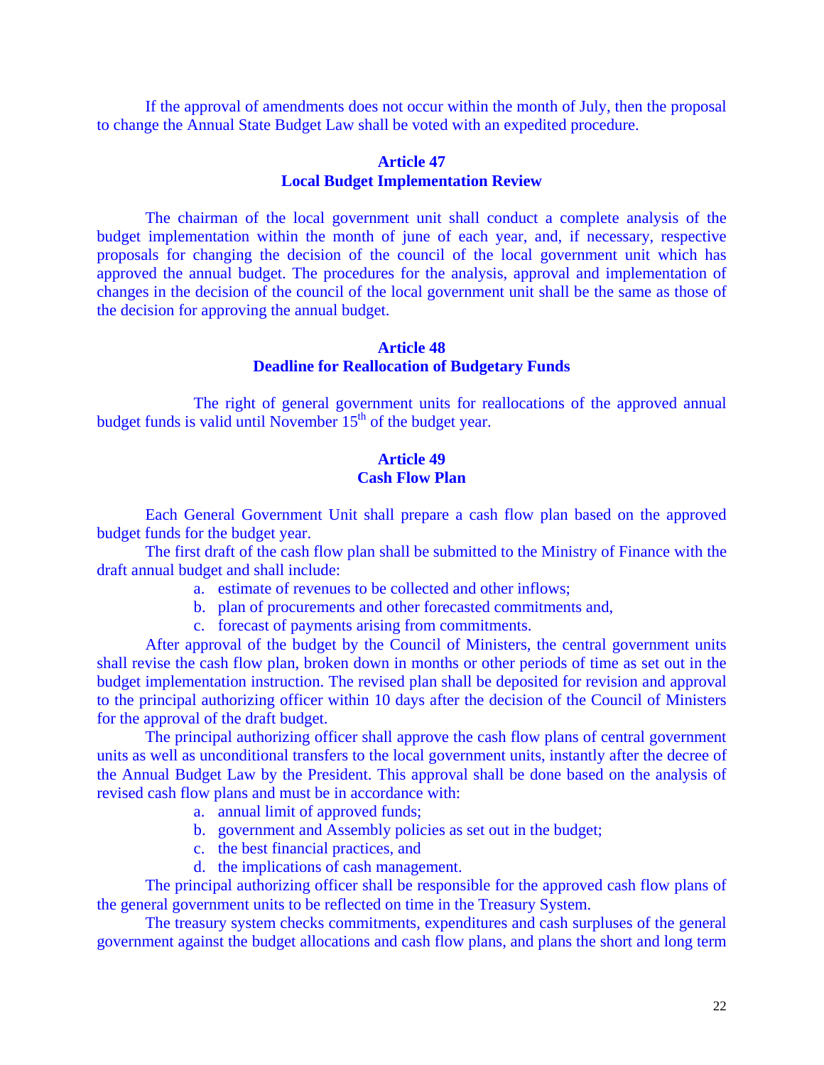If the approval of amendments does not occur within the month of July, then the proposal to change the Annual State Budget Law shall be voted with an expedited procedure.

## Article 47
## Local Budget Implementation Review

The chairman of the local government unit shall conduct a complete analysis of the budget implementation within the month of june of each year, and, if necessary, respective proposals for changing the decision of the council of the local government unit which has approved the annual budget. The procedures for the analysis, approval and implementation of changes in the decision of the council of the local government unit shall be the same as those of the decision for approving the annual budget.

## Article 48
## Deadline for Reallocation of Budgetary Funds

The right of general government units for reallocations of the approved annual budget funds is valid until November 15th of the budget year.

## Article 49
## Cash Flow Plan

Each General Government Unit shall prepare a cash flow plan based on the approved budget funds for the budget year.

The first draft of the cash flow plan shall be submitted to the Ministry of Finance with the draft annual budget and shall include:

a. estimate of revenues to be collected and other inflows;
b. plan of procurements and other forecasted commitments and,
c. forecast of payments arising from commitments.

After approval of the budget by the Council of Ministers, the central government units shall revise the cash flow plan, broken down in months or other periods of time as set out in the budget implementation instruction. The revised plan shall be deposited for revision and approval to the principal authorizing officer within 10 days after the decision of the Council of Ministers for the approval of the draft budget.

The principal authorizing officer shall approve the cash flow plans of central government units as well as unconditional transfers to the local government units, instantly after the decree of the Annual Budget Law by the President. This approval shall be done based on the analysis of revised cash flow plans and must be in accordance with:

a. annual limit of approved funds;
b. government and Assembly policies as set out in the budget;
c. the best financial practices, and
d. the implications of cash management.

The principal authorizing officer shall be responsible for the approved cash flow plans of the general government units to be reflected on time in the Treasury System.

The treasury system checks commitments, expenditures and cash surpluses of the general government against the budget allocations and cash flow plans, and plans the short and long term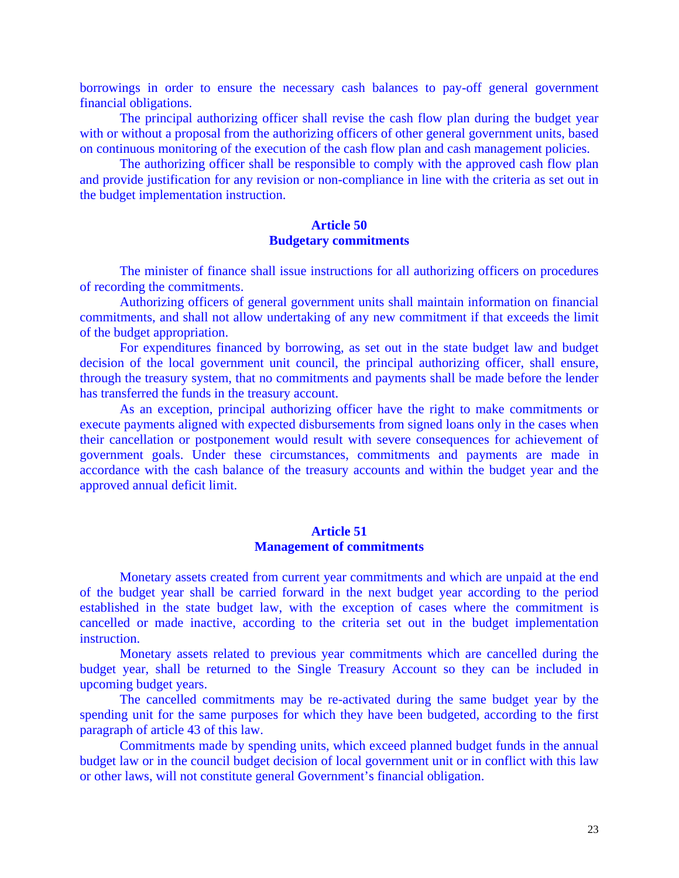borrowings in order to ensure the necessary cash balances to pay-off general government financial obligations.

The principal authorizing officer shall revise the cash flow plan during the budget year with or without a proposal from the authorizing officers of other general government units, based on continuous monitoring of the execution of the cash flow plan and cash management policies.

The authorizing officer shall be responsible to comply with the approved cash flow plan and provide justification for any revision or non-compliance in line with the criteria as set out in the budget implementation instruction.

### Article 50
### Budgetary commitments

The minister of finance shall issue instructions for all authorizing officers on procedures of recording the commitments.

Authorizing officers of general government units shall maintain information on financial commitments, and shall not allow undertaking of any new commitment if that exceeds the limit of the budget appropriation.

For expenditures financed by borrowing, as set out in the state budget law and budget decision of the local government unit council, the principal authorizing officer, shall ensure, through the treasury system, that no commitments and payments shall be made before the lender has transferred the funds in the treasury account.

As an exception, principal authorizing officer have the right to make commitments or execute payments aligned with expected disbursements from signed loans only in the cases when their cancellation or postponement would result with severe consequences for achievement of government goals. Under these circumstances, commitments and payments are made in accordance with the cash balance of the treasury accounts and within the budget year and the approved annual deficit limit.

### Article 51
### Management of commitments

Monetary assets created from current year commitments and which are unpaid at the end of the budget year shall be carried forward in the next budget year according to the period established in the state budget law, with the exception of cases where the commitment is cancelled or made inactive, according to the criteria set out in the budget implementation instruction.

Monetary assets related to previous year commitments which are cancelled during the budget year, shall be returned to the Single Treasury Account so they can be included in upcoming budget years.

The cancelled commitments may be re-activated during the same budget year by the spending unit for the same purposes for which they have been budgeted, according to the first paragraph of article 43 of this law.

Commitments made by spending units, which exceed planned budget funds in the annual budget law or in the council budget decision of local government unit or in conflict with this law or other laws, will not constitute general Government's financial obligation.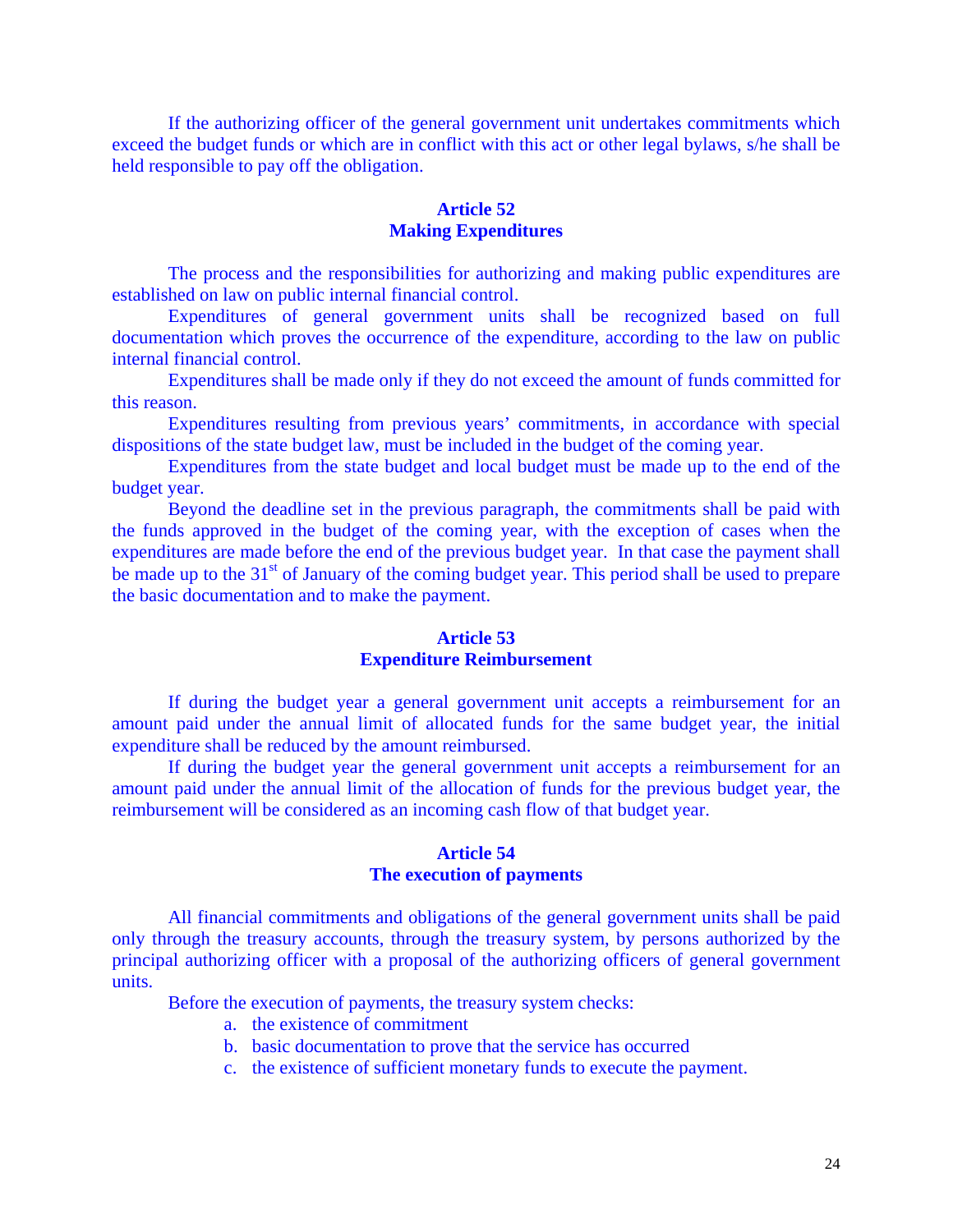If the authorizing officer of the general government unit undertakes commitments which exceed the budget funds or which are in conflict with this act or other legal bylaws, s/he shall be held responsible to pay off the obligation.

## Article 52
## Making Expenditures

The process and the responsibilities for authorizing and making public expenditures are established on law on public internal financial control.

Expenditures of general government units shall be recognized based on full documentation which proves the occurrence of the expenditure, according to the law on public internal financial control.

Expenditures shall be made only if they do not exceed the amount of funds committed for this reason.

Expenditures resulting from previous years' commitments, in accordance with special dispositions of the state budget law, must be included in the budget of the coming year.

Expenditures from the state budget and local budget must be made up to the end of the budget year.

Beyond the deadline set in the previous paragraph, the commitments shall be paid with the funds approved in the budget of the coming year, with the exception of cases when the expenditures are made before the end of the previous budget year. In that case the payment shall be made up to the 31st of January of the coming budget year. This period shall be used to prepare the basic documentation and to make the payment.

## Article 53
## Expenditure Reimbursement

If during the budget year a general government unit accepts a reimbursement for an amount paid under the annual limit of allocated funds for the same budget year, the initial expenditure shall be reduced by the amount reimbursed.

If during the budget year the general government unit accepts a reimbursement for an amount paid under the annual limit of the allocation of funds for the previous budget year, the reimbursement will be considered as an incoming cash flow of that budget year.

## Article 54
## The execution of payments

All financial commitments and obligations of the general government units shall be paid only through the treasury accounts, through the treasury system, by persons authorized by the principal authorizing officer with a proposal of the authorizing officers of general government units.

Before the execution of payments, the treasury system checks:

a. the existence of commitment
b. basic documentation to prove that the service has occurred
c. the existence of sufficient monetary funds to execute the payment.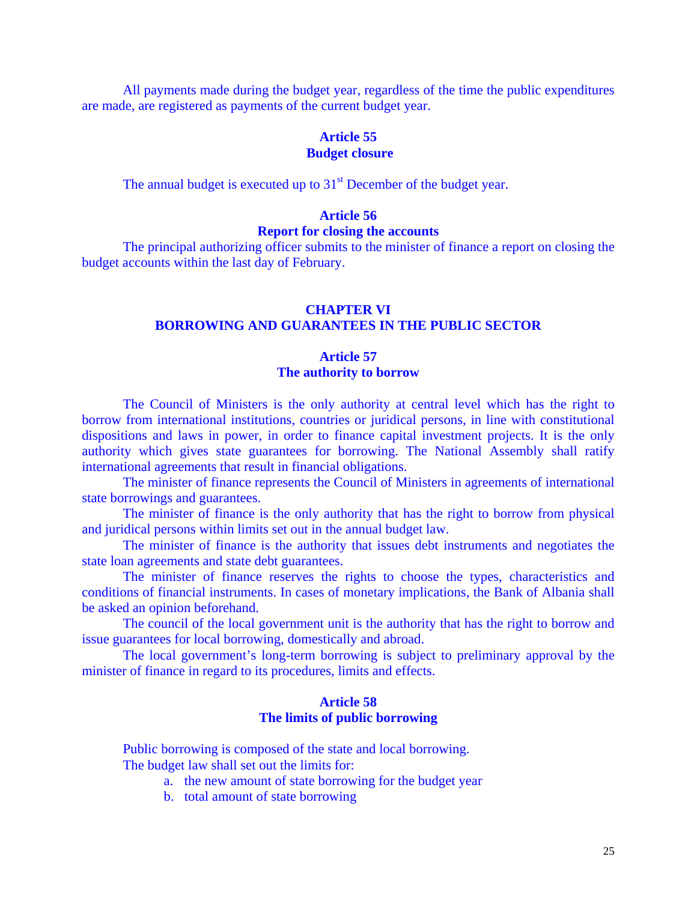All payments made during the budget year, regardless of the time the public expenditures are made, are registered as payments of the current budget year.

### Article 55
### Budget closure

The annual budget is executed up to 31st December of the budget year.

### Article 56
### Report for closing the accounts

The principal authorizing officer submits to the minister of finance a report on closing the budget accounts within the last day of February.

## CHAPTER VI
## BORROWING AND GUARANTEES IN THE PUBLIC SECTOR

### Article 57
### The authority to borrow

The Council of Ministers is the only authority at central level which has the right to borrow from international institutions, countries or juridical persons, in line with constitutional dispositions and laws in power, in order to finance capital investment projects. It is the only authority which gives state guarantees for borrowing. The National Assembly shall ratify international agreements that result in financial obligations.

The minister of finance represents the Council of Ministers in agreements of international state borrowings and guarantees.

The minister of finance is the only authority that has the right to borrow from physical and juridical persons within limits set out in the annual budget law.

The minister of finance is the authority that issues debt instruments and negotiates the state loan agreements and state debt guarantees.

The minister of finance reserves the rights to choose the types, characteristics and conditions of financial instruments. In cases of monetary implications, the Bank of Albania shall be asked an opinion beforehand.

The council of the local government unit is the authority that has the right to borrow and issue guarantees for local borrowing, domestically and abroad.

The local government's long-term borrowing is subject to preliminary approval by the minister of finance in regard to its procedures, limits and effects.

### Article 58
### The limits of public borrowing

Public borrowing is composed of the state and local borrowing.

The budget law shall set out the limits for:

a. the new amount of state borrowing for the budget year
b. total amount of state borrowing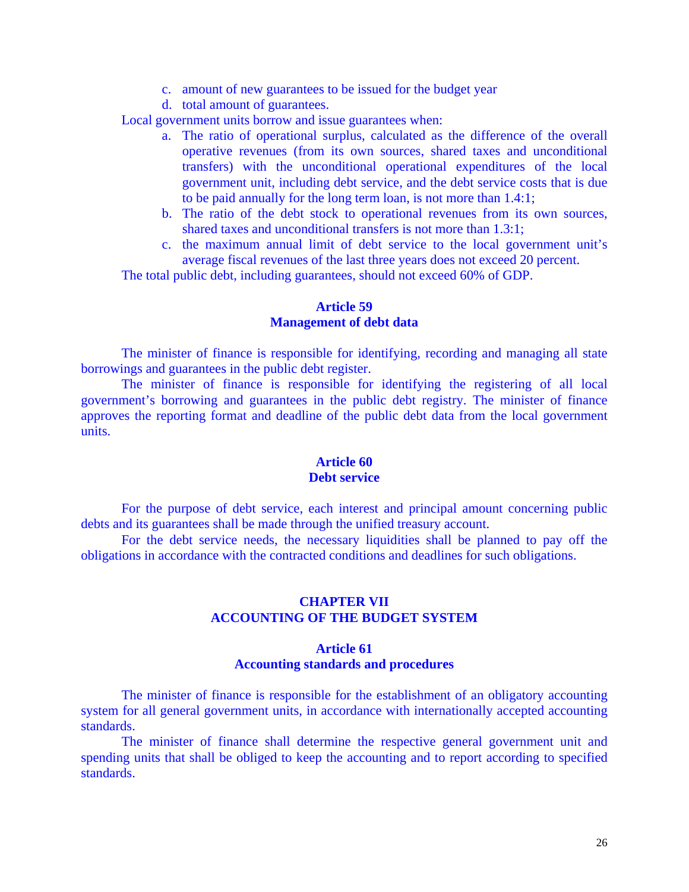c. amount of new guarantees to be issued for the budget year
d. total amount of guarantees.

Local government units borrow and issue guarantees when:

a. The ratio of operational surplus, calculated as the difference of the overall operative revenues (from its own sources, shared taxes and unconditional transfers) with the unconditional operational expenditures of the local government unit, including debt service, and the debt service costs that is due to be paid annually for the long term loan, is not more than 1.4:1;
b. The ratio of the debt stock to operational revenues from its own sources, shared taxes and unconditional transfers is not more than 1.3:1;
c. the maximum annual limit of debt service to the local government unit's average fiscal revenues of the last three years does not exceed 20 percent.

The total public debt, including guarantees, should not exceed 60% of GDP.

### Article 59
### Management of debt data

The minister of finance is responsible for identifying, recording and managing all state borrowings and guarantees in the public debt register.

The minister of finance is responsible for identifying the registering of all local government's borrowing and guarantees in the public debt registry. The minister of finance approves the reporting format and deadline of the public debt data from the local government units.

### Article 60
### Debt service

For the purpose of debt service, each interest and principal amount concerning public debts and its guarantees shall be made through the unified treasury account.

For the debt service needs, the necessary liquidities shall be planned to pay off the obligations in accordance with the contracted conditions and deadlines for such obligations.

## CHAPTER VII
## ACCOUNTING OF THE BUDGET SYSTEM

### Article 61
### Accounting standards and procedures

The minister of finance is responsible for the establishment of an obligatory accounting system for all general government units, in accordance with internationally accepted accounting standards.

The minister of finance shall determine the respective general government unit and spending units that shall be obliged to keep the accounting and to report according to specified standards.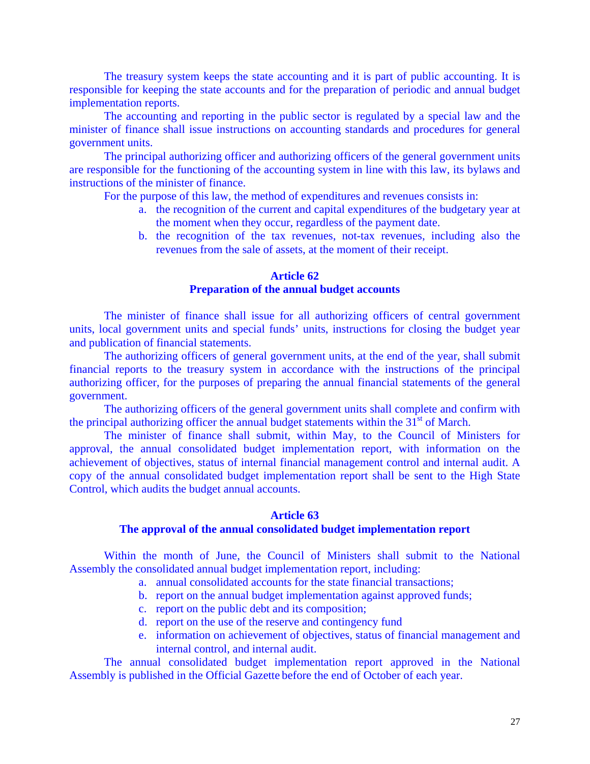The treasury system keeps the state accounting and it is part of public accounting. It is responsible for keeping the state accounts and for the preparation of periodic and annual budget implementation reports.

The accounting and reporting in the public sector is regulated by a special law and the minister of finance shall issue instructions on accounting standards and procedures for general government units.

The principal authorizing officer and authorizing officers of the general government units are responsible for the functioning of the accounting system in line with this law, its bylaws and instructions of the minister of finance.

For the purpose of this law, the method of expenditures and revenues consists in:

a. the recognition of the current and capital expenditures of the budgetary year at the moment when they occur, regardless of the payment date.
b. the recognition of the tax revenues, not-tax revenues, including also the revenues from the sale of assets, at the moment of their receipt.

## Article 62
## Preparation of the annual budget accounts

The minister of finance shall issue for all authorizing officers of central government units, local government units and special funds' units, instructions for closing the budget year and publication of financial statements.

The authorizing officers of general government units, at the end of the year, shall submit financial reports to the treasury system in accordance with the instructions of the principal authorizing officer, for the purposes of preparing the annual financial statements of the general government.

The authorizing officers of the general government units shall complete and confirm with the principal authorizing officer the annual budget statements within the 31st of March.

The minister of finance shall submit, within May, to the Council of Ministers for approval, the annual consolidated budget implementation report, with information on the achievement of objectives, status of internal financial management control and internal audit. A copy of the annual consolidated budget implementation report shall be sent to the High State Control, which audits the budget annual accounts.

## Article 63
## The approval of the annual consolidated budget implementation report

Within the month of June, the Council of Ministers shall submit to the National Assembly the consolidated annual budget implementation report, including:

a. annual consolidated accounts for the state financial transactions;
b. report on the annual budget implementation against approved funds;
c. report on the public debt and its composition;
d. report on the use of the reserve and contingency fund
e. information on achievement of objectives, status of financial management and internal control, and internal audit.

The annual consolidated budget implementation report approved in the National Assembly is published in the Official Gazette before the end of October of each year.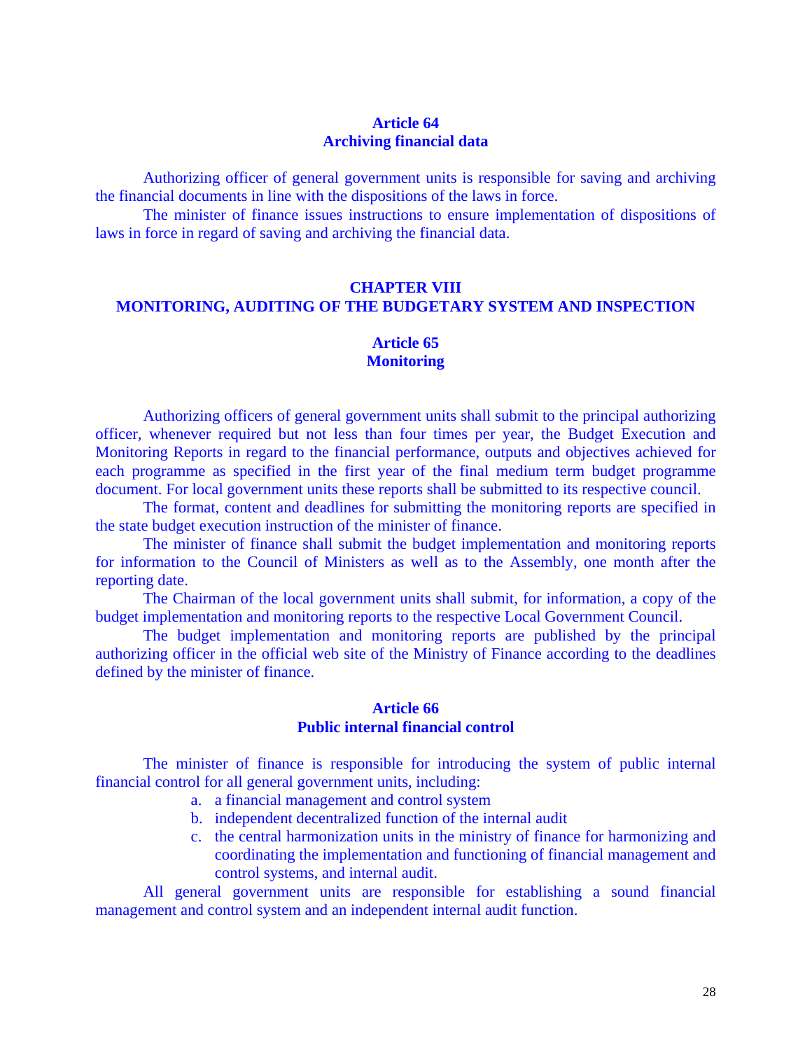### Article 64
### Archiving financial data

Authorizing officer of general government units is responsible for saving and archiving the financial documents in line with the dispositions of the laws in force.

The minister of finance issues instructions to ensure implementation of dispositions of laws in force in regard of saving and archiving the financial data.

## CHAPTER VIII
## MONITORING, AUDITING OF THE BUDGETARY SYSTEM AND INSPECTION

### Article 65
### Monitoring

Authorizing officers of general government units shall submit to the principal authorizing officer, whenever required but not less than four times per year, the Budget Execution and Monitoring Reports in regard to the financial performance, outputs and objectives achieved for each programme as specified in the first year of the final medium term budget programme document. For local government units these reports shall be submitted to its respective council.

The format, content and deadlines for submitting the monitoring reports are specified in the state budget execution instruction of the minister of finance.

The minister of finance shall submit the budget implementation and monitoring reports for information to the Council of Ministers as well as to the Assembly, one month after the reporting date.

The Chairman of the local government units shall submit, for information, a copy of the budget implementation and monitoring reports to the respective Local Government Council.

The budget implementation and monitoring reports are published by the principal authorizing officer in the official web site of the Ministry of Finance according to the deadlines defined by the minister of finance.

### Article 66
### Public internal financial control

The minister of finance is responsible for introducing the system of public internal financial control for all general government units, including:

a. a financial management and control system
b. independent decentralized function of the internal audit
c. the central harmonization units in the ministry of finance for harmonizing and coordinating the implementation and functioning of financial management and control systems, and internal audit.

All general government units are responsible for establishing a sound financial management and control system and an independent internal audit function.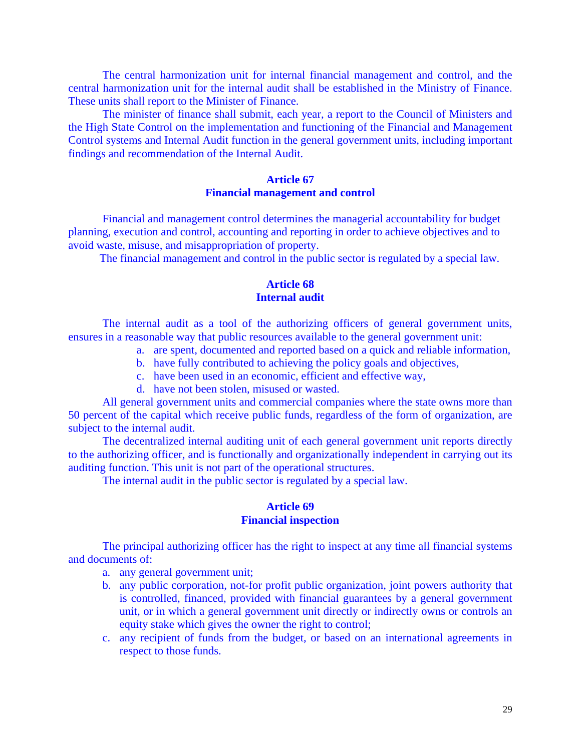The central harmonization unit for internal financial management and control, and the central harmonization unit for the internal audit shall be established in the Ministry of Finance. These units shall report to the Minister of Finance.

The minister of finance shall submit, each year, a report to the Council of Ministers and the High State Control on the implementation and functioning of the Financial and Management Control systems and Internal Audit function in the general government units, including important findings and recommendation of the Internal Audit.

## Article 67
## Financial management and control

Financial and management control determines the managerial accountability for budget planning, execution and control, accounting and reporting in order to achieve objectives and to avoid waste, misuse, and misappropriation of property.

The financial management and control in the public sector is regulated by a special law.

## Article 68
## Internal audit

The internal audit as a tool of the authorizing officers of general government units, ensures in a reasonable way that public resources available to the general government unit:

a. are spent, documented and reported based on a quick and reliable information,
b. have fully contributed to achieving the policy goals and objectives,
c. have been used in an economic, efficient and effective way,
d. have not been stolen, misused or wasted.

All general government units and commercial companies where the state owns more than 50 percent of the capital which receive public funds, regardless of the form of organization, are subject to the internal audit.

The decentralized internal auditing unit of each general government unit reports directly to the authorizing officer, and is functionally and organizationally independent in carrying out its auditing function. This unit is not part of the operational structures.

The internal audit in the public sector is regulated by a special law.

## Article 69
## Financial inspection

The principal authorizing officer has the right to inspect at any time all financial systems and documents of:

a. any general government unit;
b. any public corporation, not-for profit public organization, joint powers authority that is controlled, financed, provided with financial guarantees by a general government unit, or in which a general government unit directly or indirectly owns or controls an equity stake which gives the owner the right to control;
c. any recipient of funds from the budget, or based on an international agreements in respect to those funds.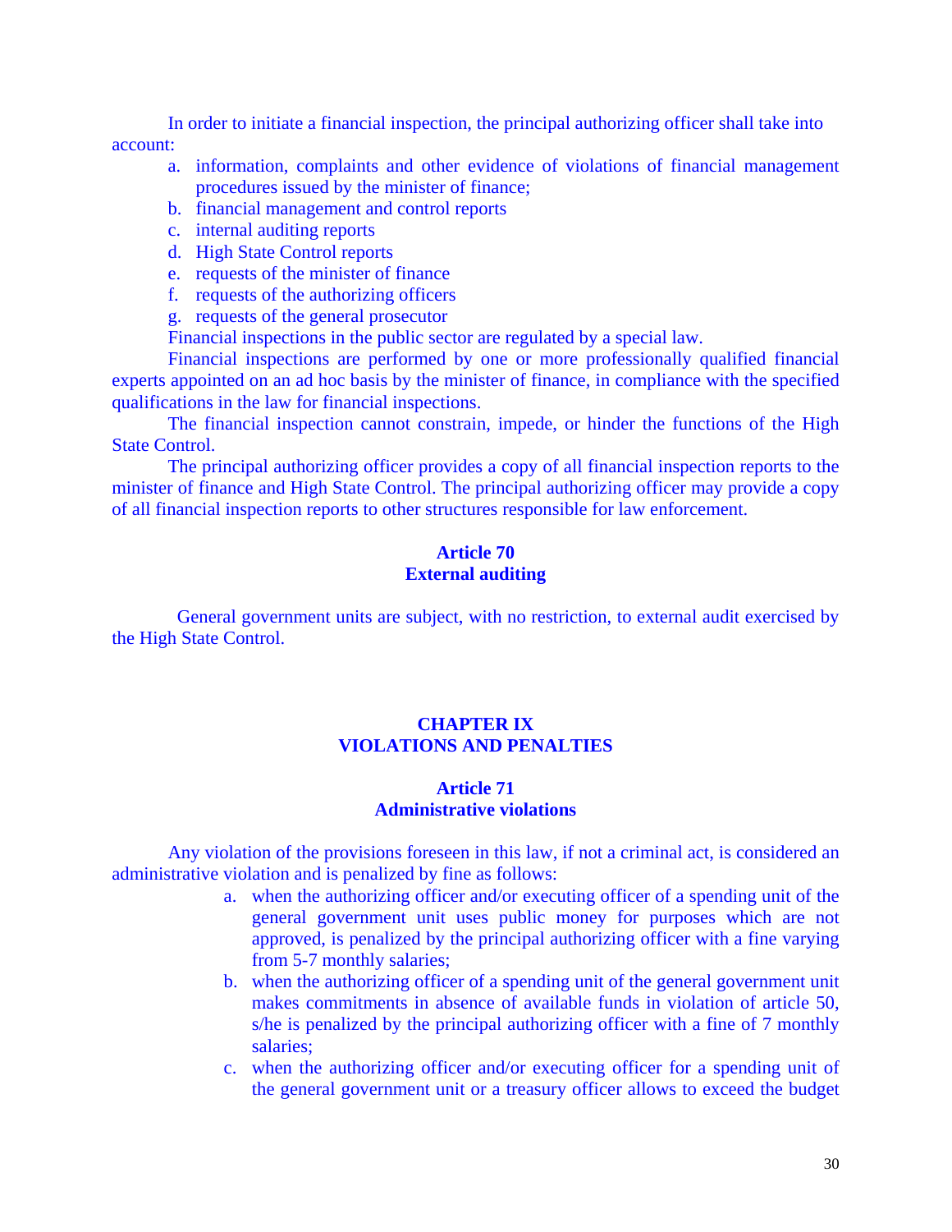In order to initiate a financial inspection, the principal authorizing officer shall take into account:

a. information, complaints and other evidence of violations of financial management procedures issued by the minister of finance;
b. financial management and control reports
c. internal auditing reports
d. High State Control reports
e. requests of the minister of finance
f. requests of the authorizing officers
g. requests of the general prosecutor

Financial inspections in the public sector are regulated by a special law.

Financial inspections are performed by one or more professionally qualified financial experts appointed on an ad hoc basis by the minister of finance, in compliance with the specified qualifications in the law for financial inspections.

The financial inspection cannot constrain, impede, or hinder the functions of the High State Control.

The principal authorizing officer provides a copy of all financial inspection reports to the minister of finance and High State Control. The principal authorizing officer may provide a copy of all financial inspection reports to other structures responsible for law enforcement.

### Article 70
### External auditing

General government units are subject, with no restriction, to external audit exercised by the High State Control.

## CHAPTER IX
## VIOLATIONS AND PENALTIES

### Article 71
### Administrative violations

Any violation of the provisions foreseen in this law, if not a criminal act, is considered an administrative violation and is penalized by fine as follows:

a. when the authorizing officer and/or executing officer of a spending unit of the general government unit uses public money for purposes which are not approved, is penalized by the principal authorizing officer with a fine varying from 5-7 monthly salaries;
b. when the authorizing officer of a spending unit of the general government unit makes commitments in absence of available funds in violation of article 50, s/he is penalized by the principal authorizing officer with a fine of 7 monthly salaries;
c. when the authorizing officer and/or executing officer for a spending unit of the general government unit or a treasury officer allows to exceed the budget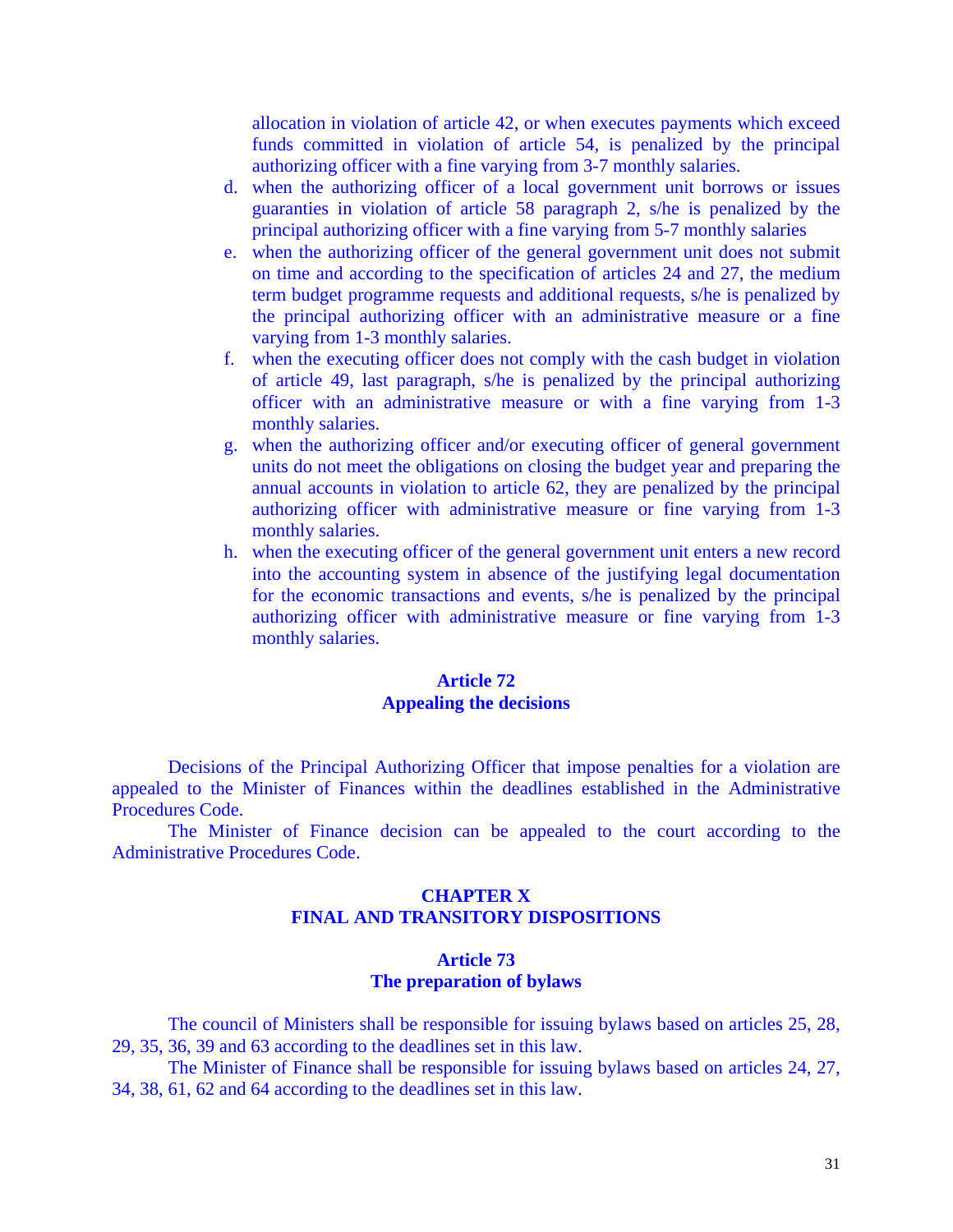allocation in violation of article 42, or when executes payments which exceed funds committed in violation of article 54, is penalized by the principal authorizing officer with a fine varying from 3-7 monthly salaries.

d. when the authorizing officer of a local government unit borrows or issues guaranties in violation of article 58 paragraph 2, s/he is penalized by the principal authorizing officer with a fine varying from 5-7 monthly salaries
e. when the authorizing officer of the general government unit does not submit on time and according to the specification of articles 24 and 27, the medium term budget programme requests and additional requests, s/he is penalized by the principal authorizing officer with an administrative measure or a fine varying from 1-3 monthly salaries.
f. when the executing officer does not comply with the cash budget in violation of article 49, last paragraph, s/he is penalized by the principal authorizing officer with an administrative measure or with a fine varying from 1-3 monthly salaries.
g. when the authorizing officer and/or executing officer of general government units do not meet the obligations on closing the budget year and preparing the annual accounts in violation to article 62, they are penalized by the principal authorizing officer with administrative measure or fine varying from 1-3 monthly salaries.
h. when the executing officer of the general government unit enters a new record into the accounting system in absence of the justifying legal documentation for the economic transactions and events, s/he is penalized by the principal authorizing officer with administrative measure or fine varying from 1-3 monthly salaries.

### Article 72
### Appealing the decisions

Decisions of the Principal Authorizing Officer that impose penalties for a violation are appealed to the Minister of Finances within the deadlines established in the Administrative Procedures Code.

The Minister of Finance decision can be appealed to the court according to the Administrative Procedures Code.

## CHAPTER X
## FINAL AND TRANSITORY DISPOSITIONS

### Article 73
### The preparation of bylaws

The council of Ministers shall be responsible for issuing bylaws based on articles 25, 28, 29, 35, 36, 39 and 63 according to the deadlines set in this law.

The Minister of Finance shall be responsible for issuing bylaws based on articles 24, 27, 34, 38, 61, 62 and 64 according to the deadlines set in this law.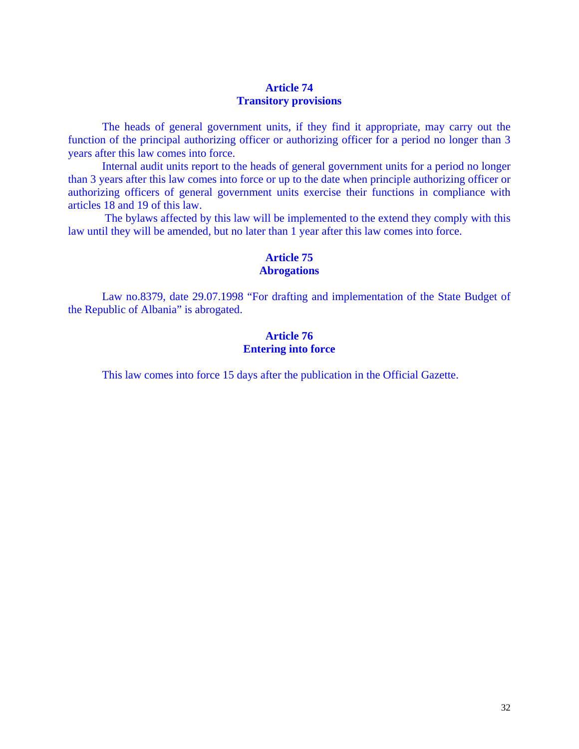**Article 74**
**Transitory provisions**

The heads of general government units, if they find it appropriate, may carry out the function of the principal authorizing officer or authorizing officer for a period no longer than 3 years after this law comes into force.

Internal audit units report to the heads of general government units for a period no longer than 3 years after this law comes into force or up to the date when principle authorizing officer or authorizing officers of general government units exercise their functions in compliance with articles 18 and 19 of this law.

The bylaws affected by this law will be implemented to the extend they comply with this law until they will be amended, but no later than 1 year after this law comes into force.

**Article 75**
**Abrogations**

Law no.8379, date 29.07.1998 "For drafting and implementation of the State Budget of the Republic of Albania" is abrogated.

**Article 76**
**Entering into force**

This law comes into force 15 days after the publication in the Official Gazette.